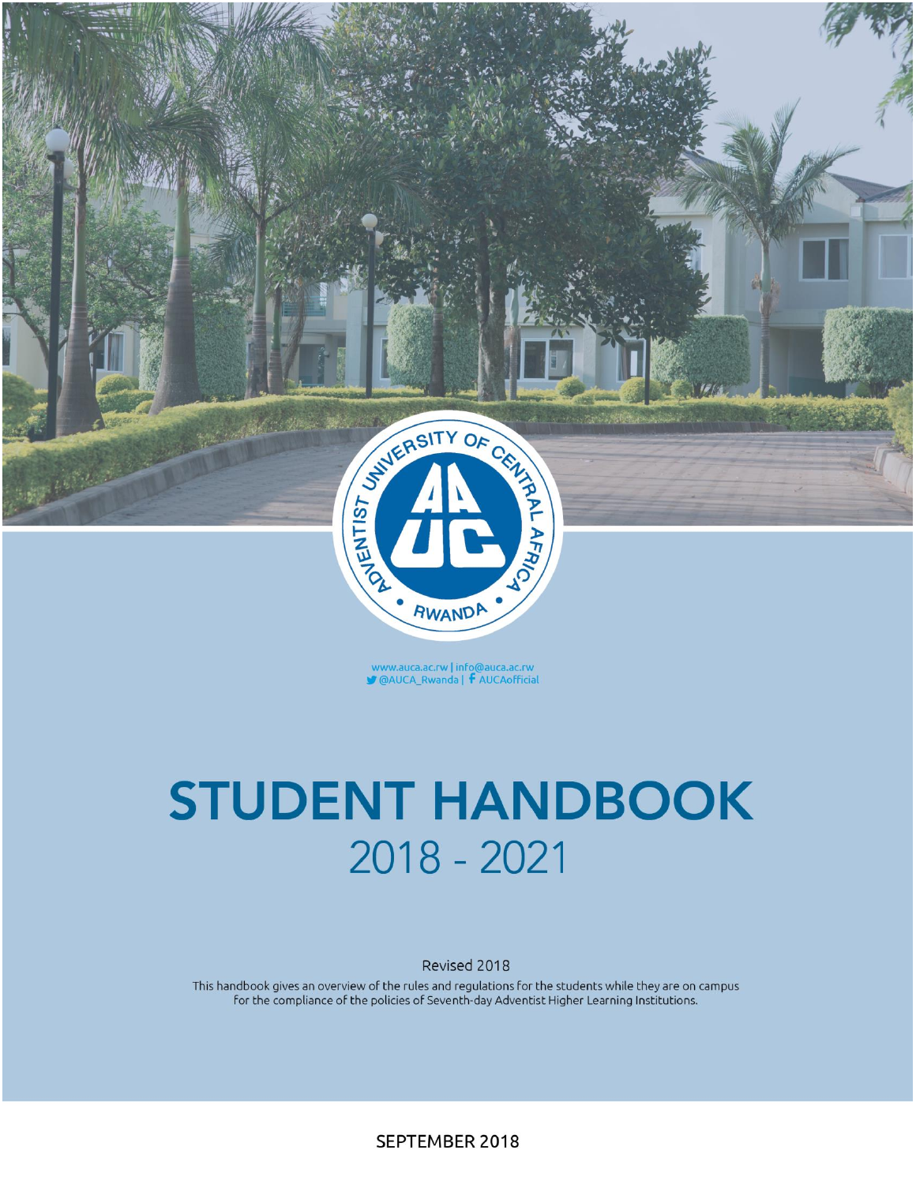ADVENTIST UNIVERSITY OF CENTRAL AFRICA • RWANDA •

www.auca.ac.rw | info@auca.ac.rw
@AUCA_Rwanda | AUCAofficial

# STUDENT HANDBOOK
## 2018 - 2021

Revised 2018

This handbook gives an overview of the rules and regulations for the students while they are on campus for the compliance of the policies of Seventh-day Adventist Higher Learning Institutions.

SEPTEMBER 2018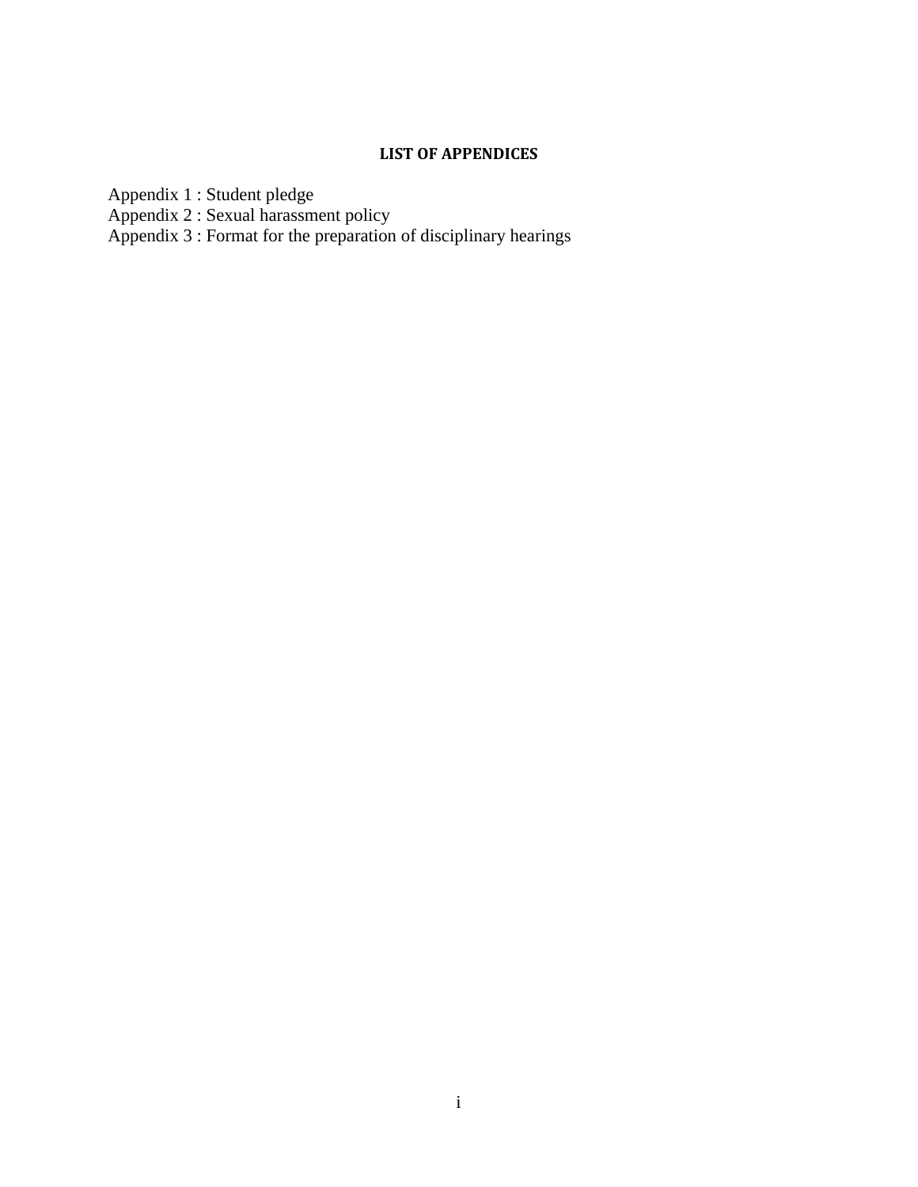## LIST OF APPENDICES

Appendix 1 : Student pledge
Appendix 2 : Sexual harassment policy
Appendix 3 : Format for the preparation of disciplinary hearings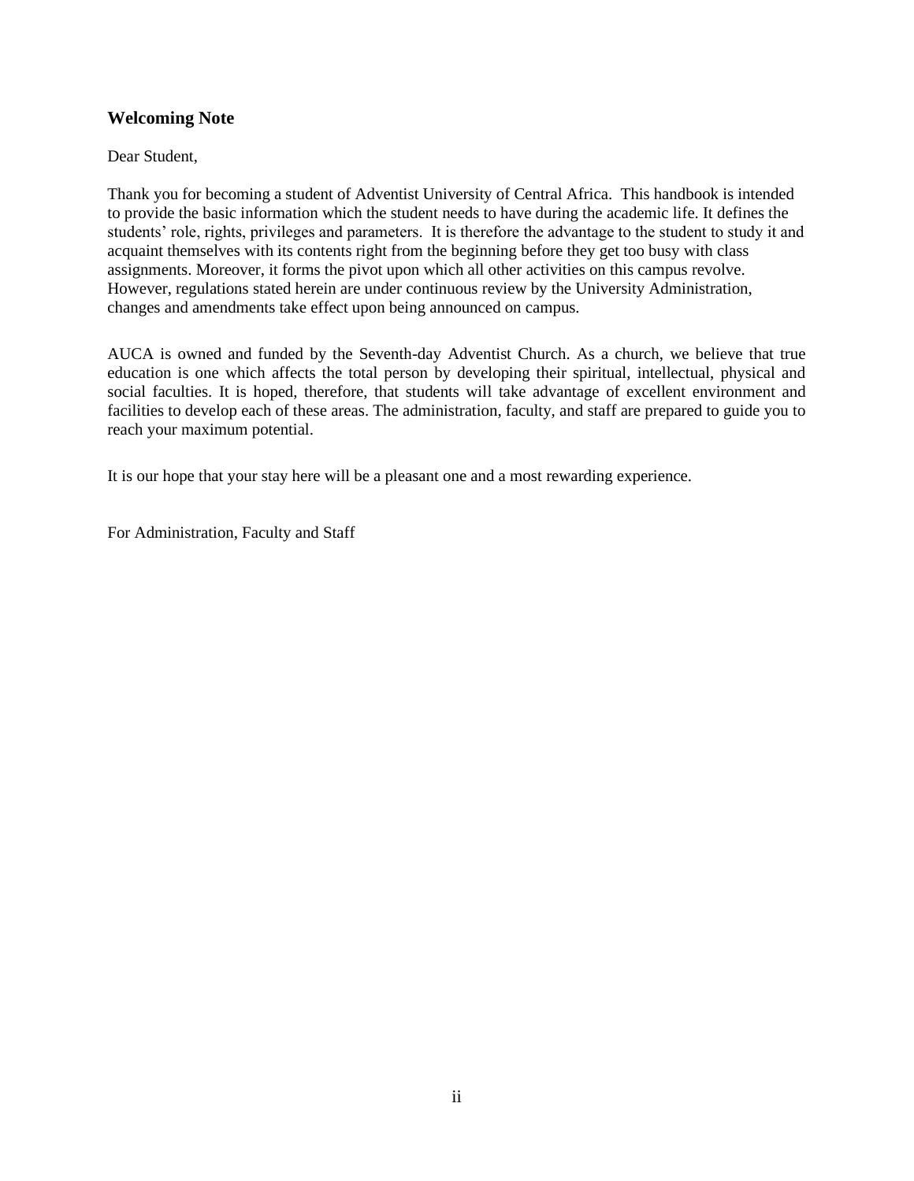## Welcoming Note

Dear Student,

Thank you for becoming a student of Adventist University of Central Africa. This handbook is intended to provide the basic information which the student needs to have during the academic life. It defines the students' role, rights, privileges and parameters. It is therefore the advantage to the student to study it and acquaint themselves with its contents right from the beginning before they get too busy with class assignments. Moreover, it forms the pivot upon which all other activities on this campus revolve. However, regulations stated herein are under continuous review by the University Administration, changes and amendments take effect upon being announced on campus.

AUCA is owned and funded by the Seventh-day Adventist Church. As a church, we believe that true education is one which affects the total person by developing their spiritual, intellectual, physical and social faculties. It is hoped, therefore, that students will take advantage of excellent environment and facilities to develop each of these areas. The administration, faculty, and staff are prepared to guide you to reach your maximum potential.

It is our hope that your stay here will be a pleasant one and a most rewarding experience.

For Administration, Faculty and Staff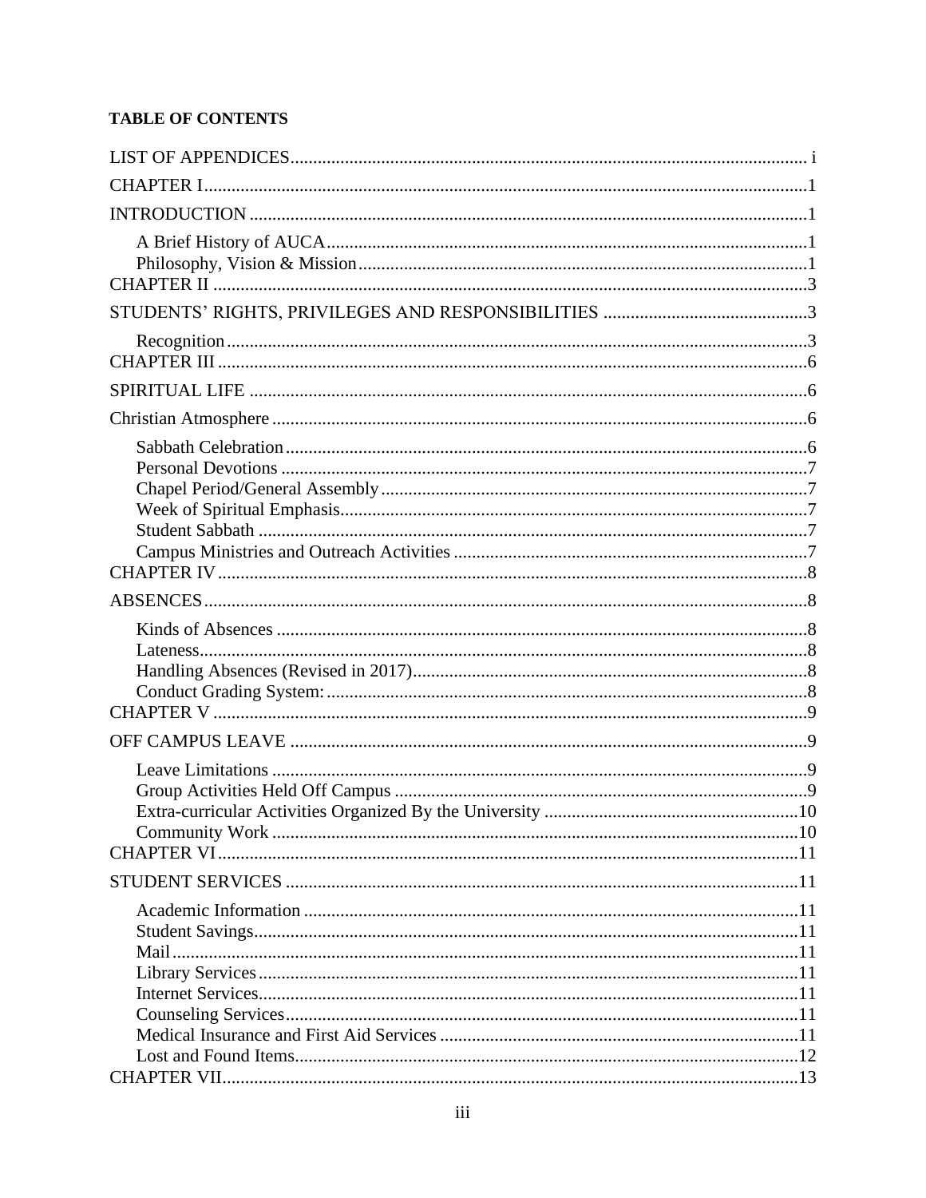**TABLE OF CONTENTS**

LIST OF APPENDICES ........ i

CHAPTER I ........ 1

INTRODUCTION ........ 1

- A Brief History of AUCA ........ 1
- Philosophy, Vision & Mission ........ 1

CHAPTER II ........ 3

STUDENTS' RIGHTS, PRIVILEGES AND RESPONSIBILITIES ........ 3

- Recognition ........ 3

CHAPTER III ........ 6

SPIRITUAL LIFE ........ 6

Christian Atmosphere ........ 6

- Sabbath Celebration ........ 6
- Personal Devotions ........ 7
- Chapel Period/General Assembly ........ 7
- Week of Spiritual Emphasis ........ 7
- Student Sabbath ........ 7
- Campus Ministries and Outreach Activities ........ 7

CHAPTER IV ........ 8

ABSENCES ........ 8

- Kinds of Absences ........ 8
- Lateness ........ 8
- Handling Absences (Revised in 2017) ........ 8
- Conduct Grading System: ........ 8

CHAPTER V ........ 9

OFF CAMPUS LEAVE ........ 9

- Leave Limitations ........ 9
- Group Activities Held Off Campus ........ 9
- Extra-curricular Activities Organized By the University ........ 10
- Community Work ........ 10

CHAPTER VI ........ 11

STUDENT SERVICES ........ 11

- Academic Information ........ 11
- Student Savings ........ 11
- Mail ........ 11
- Library Services ........ 11
- Internet Services ........ 11
- Counseling Services ........ 11
- Medical Insurance and First Aid Services ........ 11
- Lost and Found Items ........ 12

CHAPTER VII ........ 13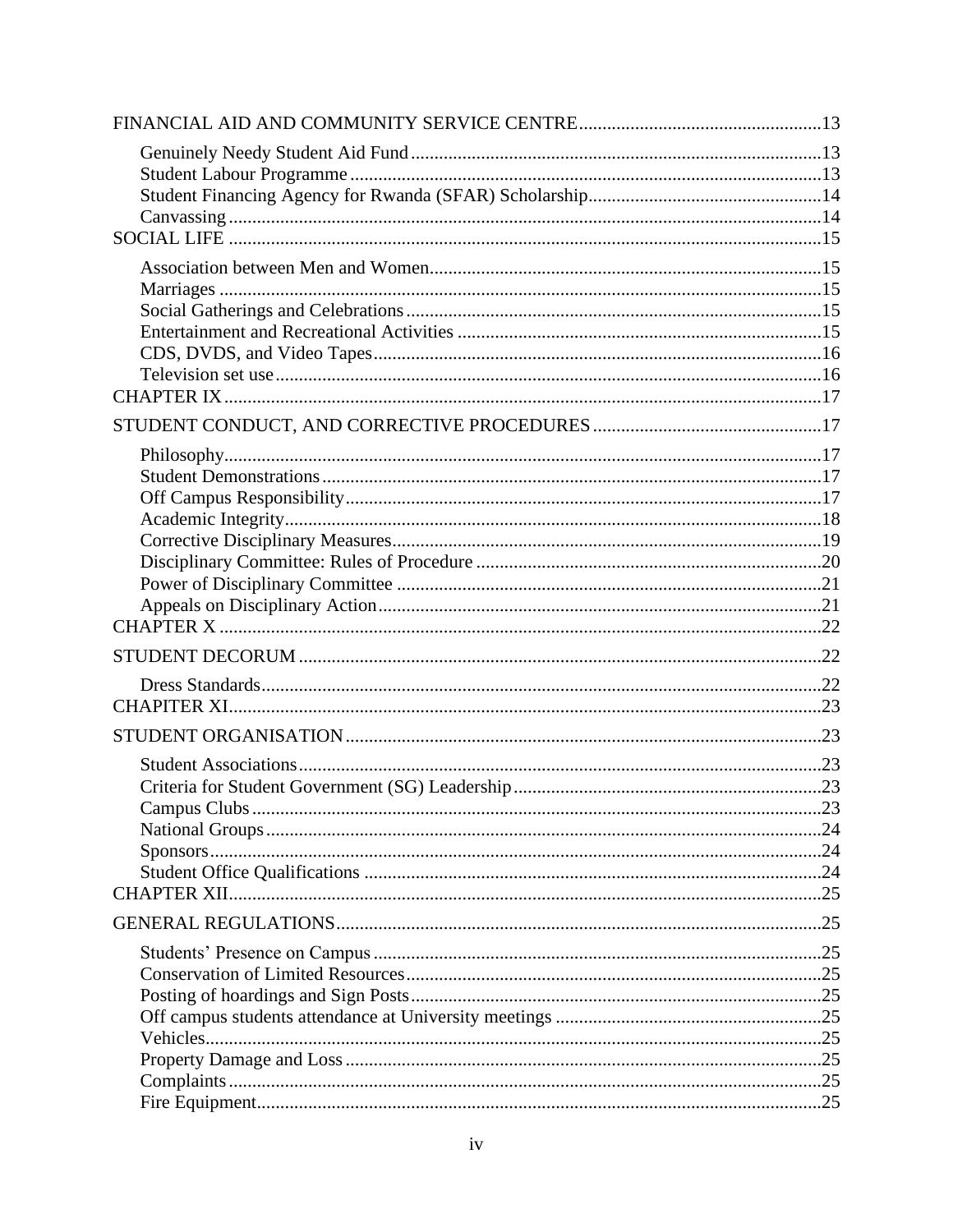FINANCIAL AID AND COMMUNITY SERVICE CENTRE....13

- Genuinely Needy Student Aid Fund....13
- Student Labour Programme....13
- Student Financing Agency for Rwanda (SFAR) Scholarship....14
- Canvassing....14

SOCIAL LIFE....15

- Association between Men and Women....15
- Marriages....15
- Social Gatherings and Celebrations....15
- Entertainment and Recreational Activities....15
- CDS, DVDS, and Video Tapes....16
- Television set use....16

CHAPTER IX....17

STUDENT CONDUCT, AND CORRECTIVE PROCEDURES....17

- Philosophy....17
- Student Demonstrations....17
- Off Campus Responsibility....17
- Academic Integrity....18
- Corrective Disciplinary Measures....19
- Disciplinary Committee: Rules of Procedure....20
- Power of Disciplinary Committee....21
- Appeals on Disciplinary Action....21

CHAPTER X....22

STUDENT DECORUM....22

- Dress Standards....22

CHAPITER XI....23

STUDENT ORGANISATION....23

- Student Associations....23
- Criteria for Student Government (SG) Leadership....23
- Campus Clubs....23
- National Groups....24
- Sponsors....24
- Student Office Qualifications....24

CHAPTER XII....25

GENERAL REGULATIONS....25

- Students' Presence on Campus....25
- Conservation of Limited Resources....25
- Posting of hoardings and Sign Posts....25
- Off campus students attendance at University meetings....25
- Vehicles....25
- Property Damage and Loss....25
- Complaints....25
- Fire Equipment....25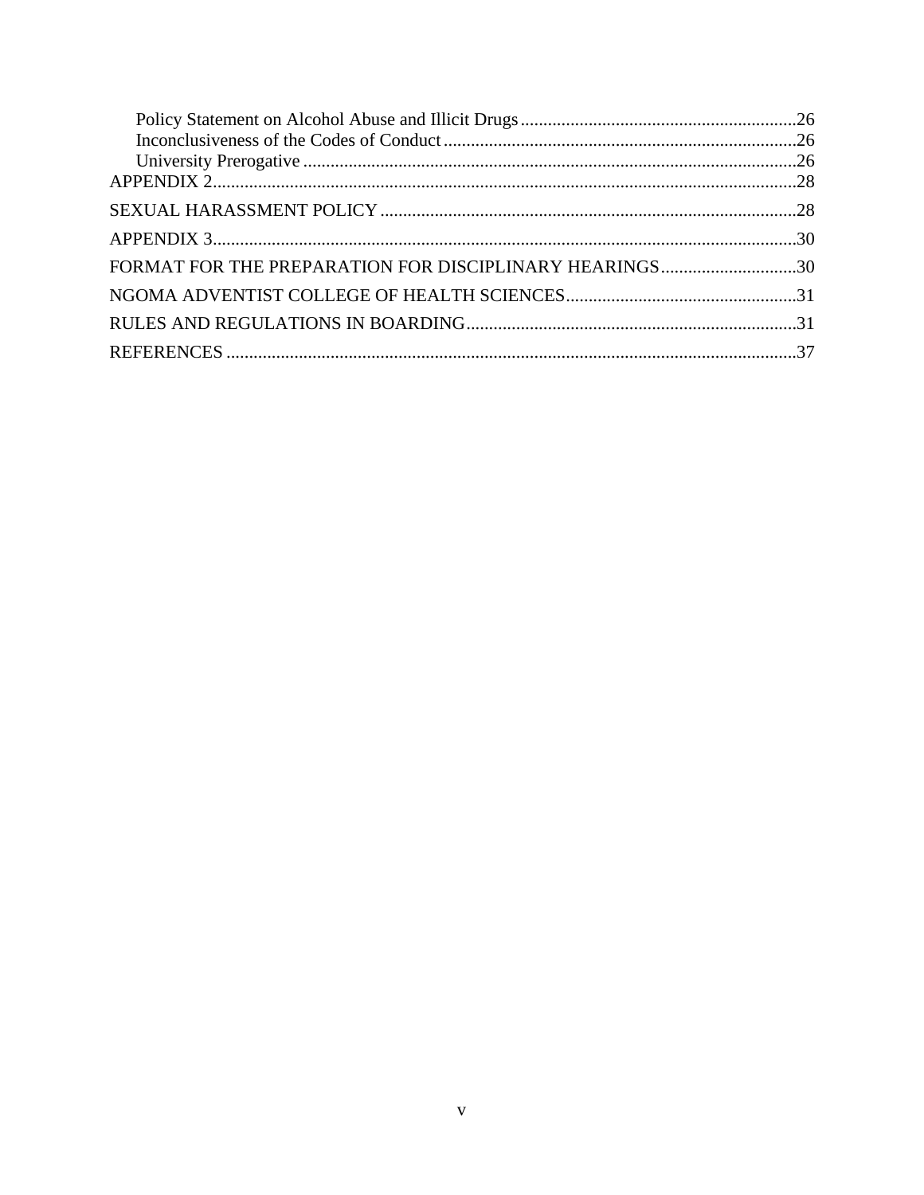Policy Statement on Alcohol Abuse and Illicit Drugs.............................................................26
Inconclusiveness of the Codes of Conduct ...............................................................................26
University Prerogative .............................................................................................................26
APPENDIX 2.................................................................................................................................28
SEXUAL HARASSMENT POLICY ............................................................................................28
APPENDIX 3.................................................................................................................................30
FORMAT FOR THE PREPARATION FOR DISCIPLINARY HEARINGS..............................30
NGOMA ADVENTIST COLLEGE OF HEALTH SCIENCES...................................................31
RULES AND REGULATIONS IN BOARDING.........................................................................31
REFERENCES ..............................................................................................................................37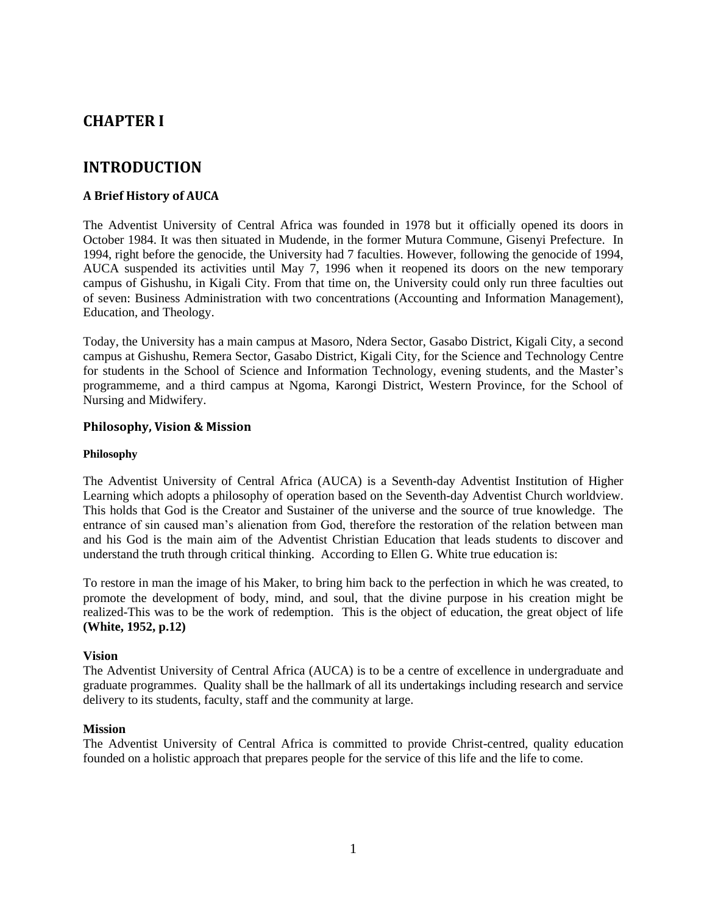# CHAPTER I

# INTRODUCTION

### A Brief History of AUCA

The Adventist University of Central Africa was founded in 1978 but it officially opened its doors in October 1984. It was then situated in Mudende, in the former Mutura Commune, Gisenyi Prefecture. In 1994, right before the genocide, the University had 7 faculties. However, following the genocide of 1994, AUCA suspended its activities until May 7, 1996 when it reopened its doors on the new temporary campus of Gishushu, in Kigali City. From that time on, the University could only run three faculties out of seven: Business Administration with two concentrations (Accounting and Information Management), Education, and Theology.

Today, the University has a main campus at Masoro, Ndera Sector, Gasabo District, Kigali City, a second campus at Gishushu, Remera Sector, Gasabo District, Kigali City, for the Science and Technology Centre for students in the School of Science and Information Technology, evening students, and the Master's programmeme, and a third campus at Ngoma, Karongi District, Western Province, for the School of Nursing and Midwifery.

### Philosophy, Vision & Mission

#### Philosophy

The Adventist University of Central Africa (AUCA) is a Seventh-day Adventist Institution of Higher Learning which adopts a philosophy of operation based on the Seventh-day Adventist Church worldview. This holds that God is the Creator and Sustainer of the universe and the source of true knowledge. The entrance of sin caused man's alienation from God, therefore the restoration of the relation between man and his God is the main aim of the Adventist Christian Education that leads students to discover and understand the truth through critical thinking. According to Ellen G. White true education is:

To restore in man the image of his Maker, to bring him back to the perfection in which he was created, to promote the development of body, mind, and soul, that the divine purpose in his creation might be realized-This was to be the work of redemption. This is the object of education, the great object of life **(White, 1952, p.12)**

#### Vision

The Adventist University of Central Africa (AUCA) is to be a centre of excellence in undergraduate and graduate programmes. Quality shall be the hallmark of all its undertakings including research and service delivery to its students, faculty, staff and the community at large.

#### Mission

The Adventist University of Central Africa is committed to provide Christ-centred, quality education founded on a holistic approach that prepares people for the service of this life and the life to come.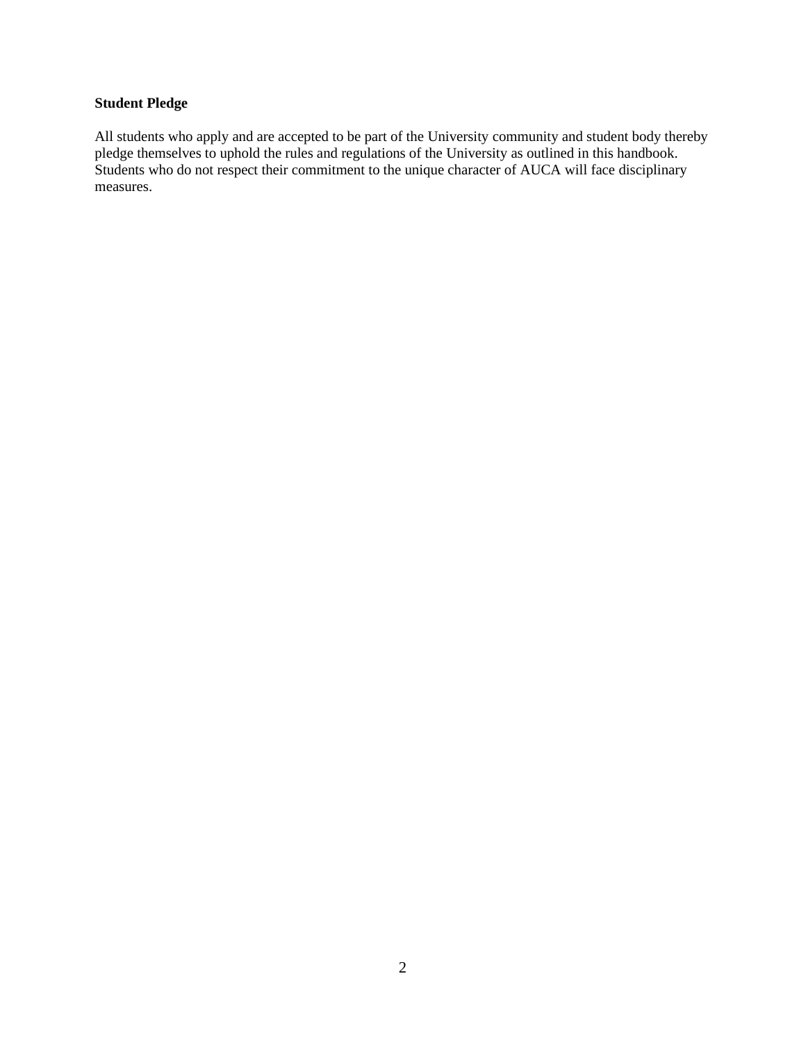**Student Pledge**

All students who apply and are accepted to be part of the University community and student body thereby pledge themselves to uphold the rules and regulations of the University as outlined in this handbook. Students who do not respect their commitment to the unique character of AUCA will face disciplinary measures.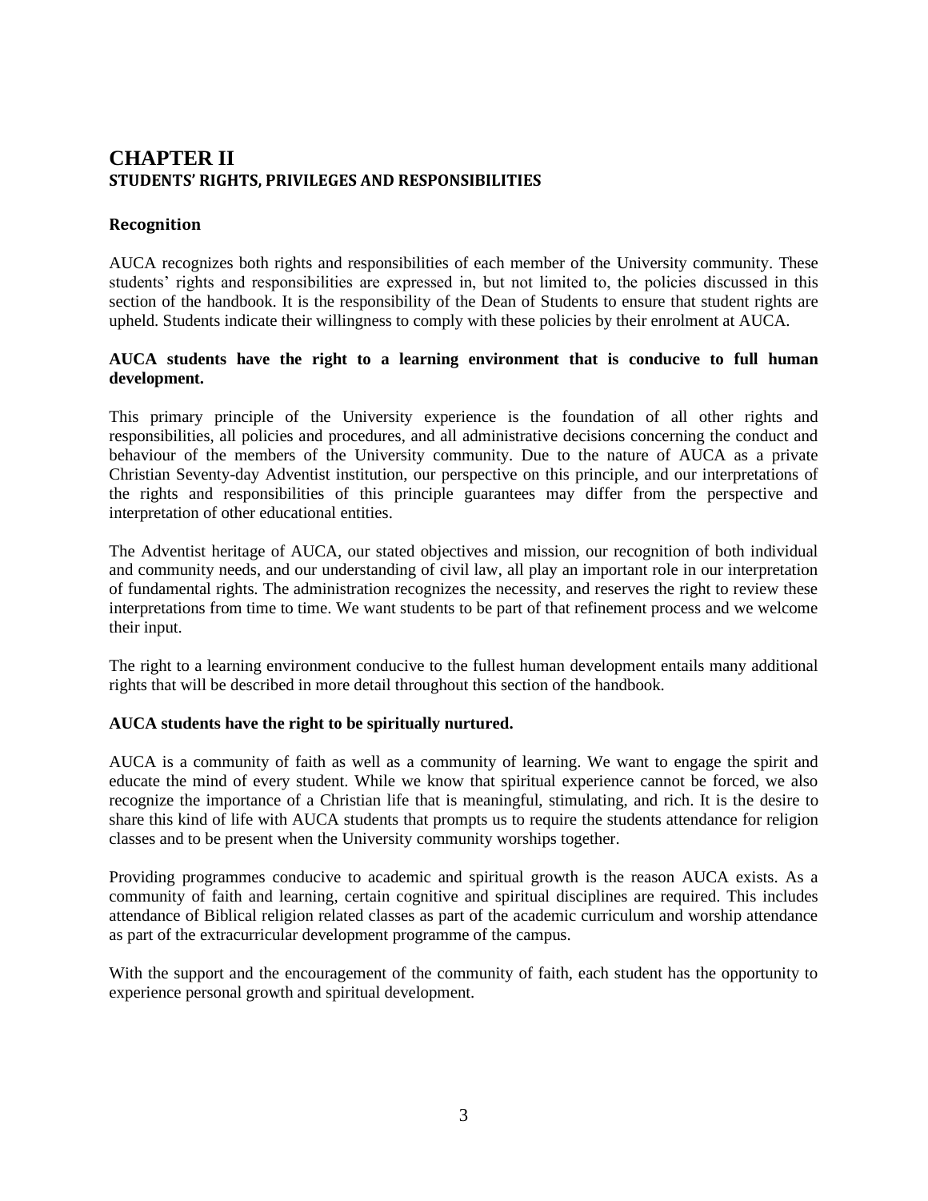# CHAPTER II
## STUDENTS' RIGHTS, PRIVILEGES AND RESPONSIBILITIES

### Recognition

AUCA recognizes both rights and responsibilities of each member of the University community. These students' rights and responsibilities are expressed in, but not limited to, the policies discussed in this section of the handbook. It is the responsibility of the Dean of Students to ensure that student rights are upheld. Students indicate their willingness to comply with these policies by their enrolment at AUCA.

**AUCA students have the right to a learning environment that is conducive to full human development.**

This primary principle of the University experience is the foundation of all other rights and responsibilities, all policies and procedures, and all administrative decisions concerning the conduct and behaviour of the members of the University community. Due to the nature of AUCA as a private Christian Seventy-day Adventist institution, our perspective on this principle, and our interpretations of the rights and responsibilities of this principle guarantees may differ from the perspective and interpretation of other educational entities.

The Adventist heritage of AUCA, our stated objectives and mission, our recognition of both individual and community needs, and our understanding of civil law, all play an important role in our interpretation of fundamental rights. The administration recognizes the necessity, and reserves the right to review these interpretations from time to time. We want students to be part of that refinement process and we welcome their input.

The right to a learning environment conducive to the fullest human development entails many additional rights that will be described in more detail throughout this section of the handbook.

**AUCA students have the right to be spiritually nurtured.**

AUCA is a community of faith as well as a community of learning. We want to engage the spirit and educate the mind of every student. While we know that spiritual experience cannot be forced, we also recognize the importance of a Christian life that is meaningful, stimulating, and rich. It is the desire to share this kind of life with AUCA students that prompts us to require the students attendance for religion classes and to be present when the University community worships together.

Providing programmes conducive to academic and spiritual growth is the reason AUCA exists. As a community of faith and learning, certain cognitive and spiritual disciplines are required. This includes attendance of Biblical religion related classes as part of the academic curriculum and worship attendance as part of the extracurricular development programme of the campus.

With the support and the encouragement of the community of faith, each student has the opportunity to experience personal growth and spiritual development.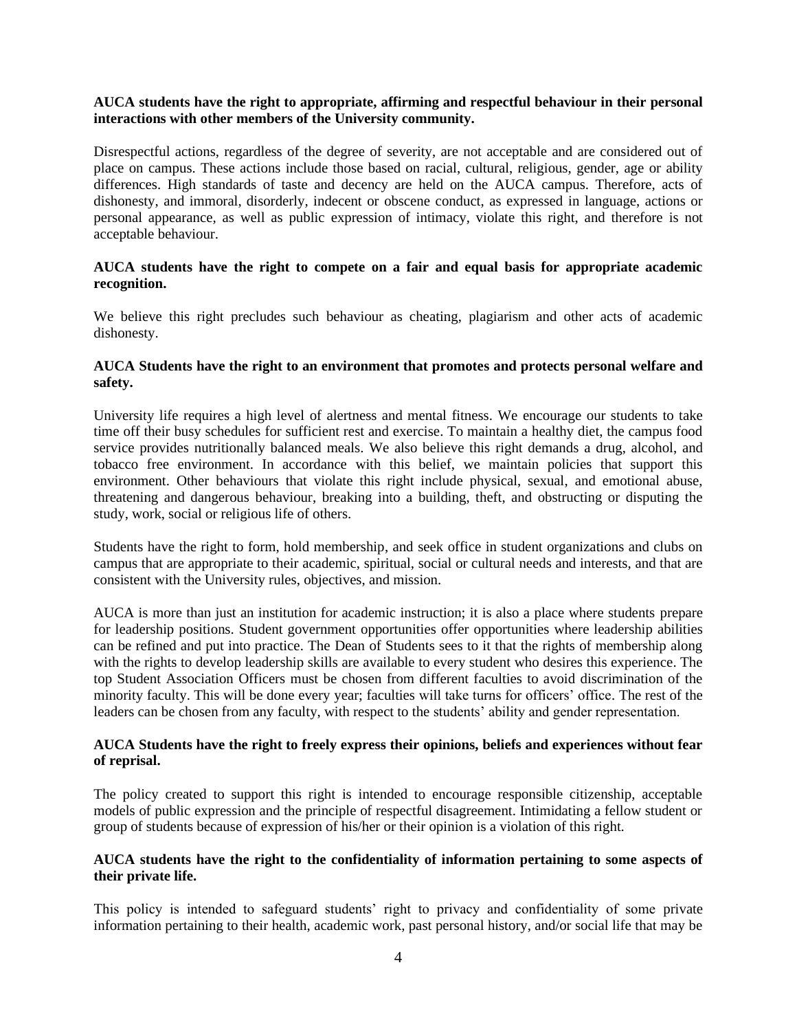**AUCA students have the right to appropriate, affirming and respectful behaviour in their personal interactions with other members of the University community.**

Disrespectful actions, regardless of the degree of severity, are not acceptable and are considered out of place on campus. These actions include those based on racial, cultural, religious, gender, age or ability differences. High standards of taste and decency are held on the AUCA campus. Therefore, acts of dishonesty, and immoral, disorderly, indecent or obscene conduct, as expressed in language, actions or personal appearance, as well as public expression of intimacy, violate this right, and therefore is not acceptable behaviour.

**AUCA students have the right to compete on a fair and equal basis for appropriate academic recognition.**

We believe this right precludes such behaviour as cheating, plagiarism and other acts of academic dishonesty.

**AUCA Students have the right to an environment that promotes and protects personal welfare and safety.**

University life requires a high level of alertness and mental fitness. We encourage our students to take time off their busy schedules for sufficient rest and exercise. To maintain a healthy diet, the campus food service provides nutritionally balanced meals. We also believe this right demands a drug, alcohol, and tobacco free environment. In accordance with this belief, we maintain policies that support this environment. Other behaviours that violate this right include physical, sexual, and emotional abuse, threatening and dangerous behaviour, breaking into a building, theft, and obstructing or disputing the study, work, social or religious life of others.

Students have the right to form, hold membership, and seek office in student organizations and clubs on campus that are appropriate to their academic, spiritual, social or cultural needs and interests, and that are consistent with the University rules, objectives, and mission.

AUCA is more than just an institution for academic instruction; it is also a place where students prepare for leadership positions. Student government opportunities offer opportunities where leadership abilities can be refined and put into practice. The Dean of Students sees to it that the rights of membership along with the rights to develop leadership skills are available to every student who desires this experience. The top Student Association Officers must be chosen from different faculties to avoid discrimination of the minority faculty. This will be done every year; faculties will take turns for officers' office. The rest of the leaders can be chosen from any faculty, with respect to the students' ability and gender representation.

**AUCA Students have the right to freely express their opinions, beliefs and experiences without fear of reprisal.**

The policy created to support this right is intended to encourage responsible citizenship, acceptable models of public expression and the principle of respectful disagreement. Intimidating a fellow student or group of students because of expression of his/her or their opinion is a violation of this right.

**AUCA students have the right to the confidentiality of information pertaining to some aspects of their private life.**

This policy is intended to safeguard students' right to privacy and confidentiality of some private information pertaining to their health, academic work, past personal history, and/or social life that may be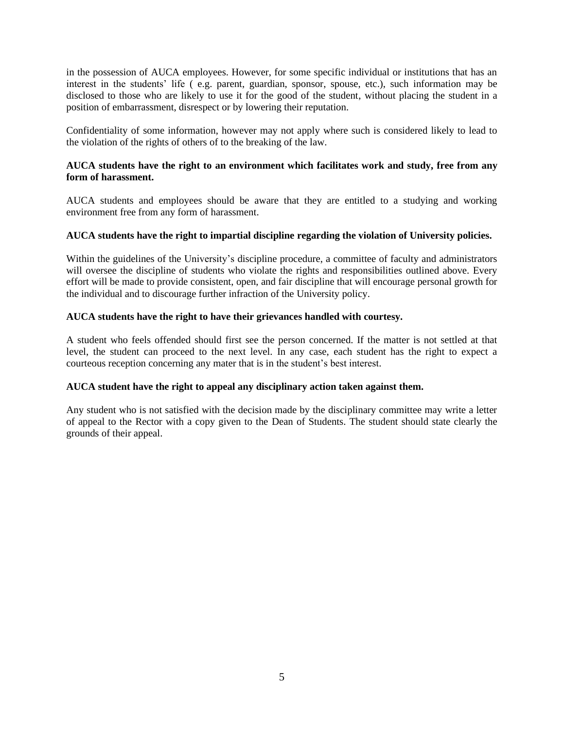in the possession of AUCA employees. However, for some specific individual or institutions that has an interest in the students' life ( e.g. parent, guardian, sponsor, spouse, etc.), such information may be disclosed to those who are likely to use it for the good of the student, without placing the student in a position of embarrassment, disrespect or by lowering their reputation.

Confidentiality of some information, however may not apply where such is considered likely to lead to the violation of the rights of others of to the breaking of the law.

**AUCA students have the right to an environment which facilitates work and study, free from any form of harassment.**

AUCA students and employees should be aware that they are entitled to a studying and working environment free from any form of harassment.

**AUCA students have the right to impartial discipline regarding the violation of University policies.**

Within the guidelines of the University's discipline procedure, a committee of faculty and administrators will oversee the discipline of students who violate the rights and responsibilities outlined above. Every effort will be made to provide consistent, open, and fair discipline that will encourage personal growth for the individual and to discourage further infraction of the University policy.

**AUCA students have the right to have their grievances handled with courtesy.**

A student who feels offended should first see the person concerned. If the matter is not settled at that level, the student can proceed to the next level. In any case, each student has the right to expect a courteous reception concerning any mater that is in the student's best interest.

**AUCA student have the right to appeal any disciplinary action taken against them.**

Any student who is not satisfied with the decision made by the disciplinary committee may write a letter of appeal to the Rector with a copy given to the Dean of Students. The student should state clearly the grounds of their appeal.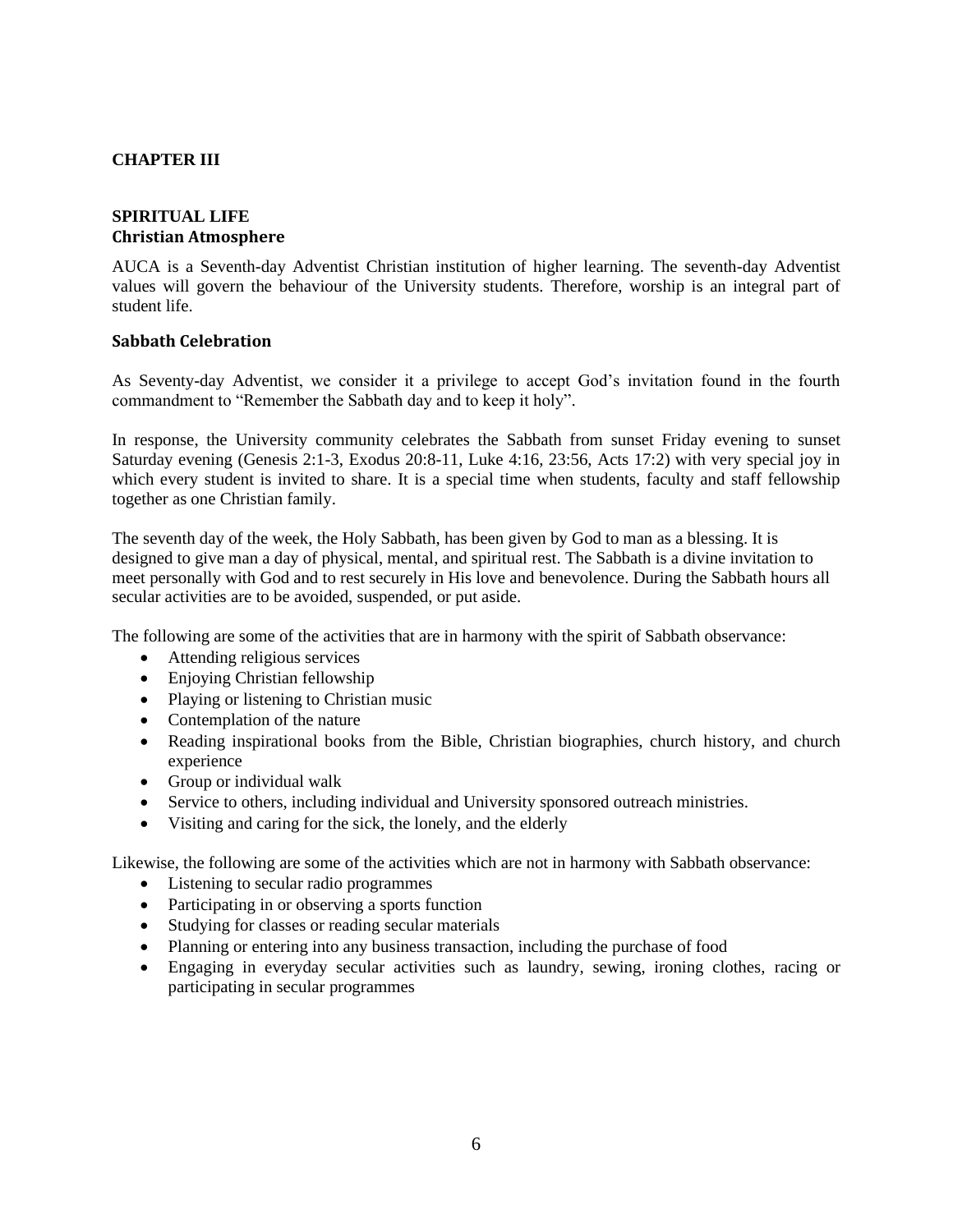# CHAPTER III

## SPIRITUAL LIFE

### Christian Atmosphere

AUCA is a Seventh-day Adventist Christian institution of higher learning. The seventh-day Adventist values will govern the behaviour of the University students. Therefore, worship is an integral part of student life.

### Sabbath Celebration

As Seventy-day Adventist, we consider it a privilege to accept God's invitation found in the fourth commandment to "Remember the Sabbath day and to keep it holy".

In response, the University community celebrates the Sabbath from sunset Friday evening to sunset Saturday evening (Genesis 2:1-3, Exodus 20:8-11, Luke 4:16, 23:56, Acts 17:2) with very special joy in which every student is invited to share. It is a special time when students, faculty and staff fellowship together as one Christian family.

The seventh day of the week, the Holy Sabbath, has been given by God to man as a blessing. It is designed to give man a day of physical, mental, and spiritual rest. The Sabbath is a divine invitation to meet personally with God and to rest securely in His love and benevolence. During the Sabbath hours all secular activities are to be avoided, suspended, or put aside.

The following are some of the activities that are in harmony with the spirit of Sabbath observance:

- Attending religious services
- Enjoying Christian fellowship
- Playing or listening to Christian music
- Contemplation of the nature
- Reading inspirational books from the Bible, Christian biographies, church history, and church experience
- Group or individual walk
- Service to others, including individual and University sponsored outreach ministries.
- Visiting and caring for the sick, the lonely, and the elderly

Likewise, the following are some of the activities which are not in harmony with Sabbath observance:

- Listening to secular radio programmes
- Participating in or observing a sports function
- Studying for classes or reading secular materials
- Planning or entering into any business transaction, including the purchase of food
- Engaging in everyday secular activities such as laundry, sewing, ironing clothes, racing or participating in secular programmes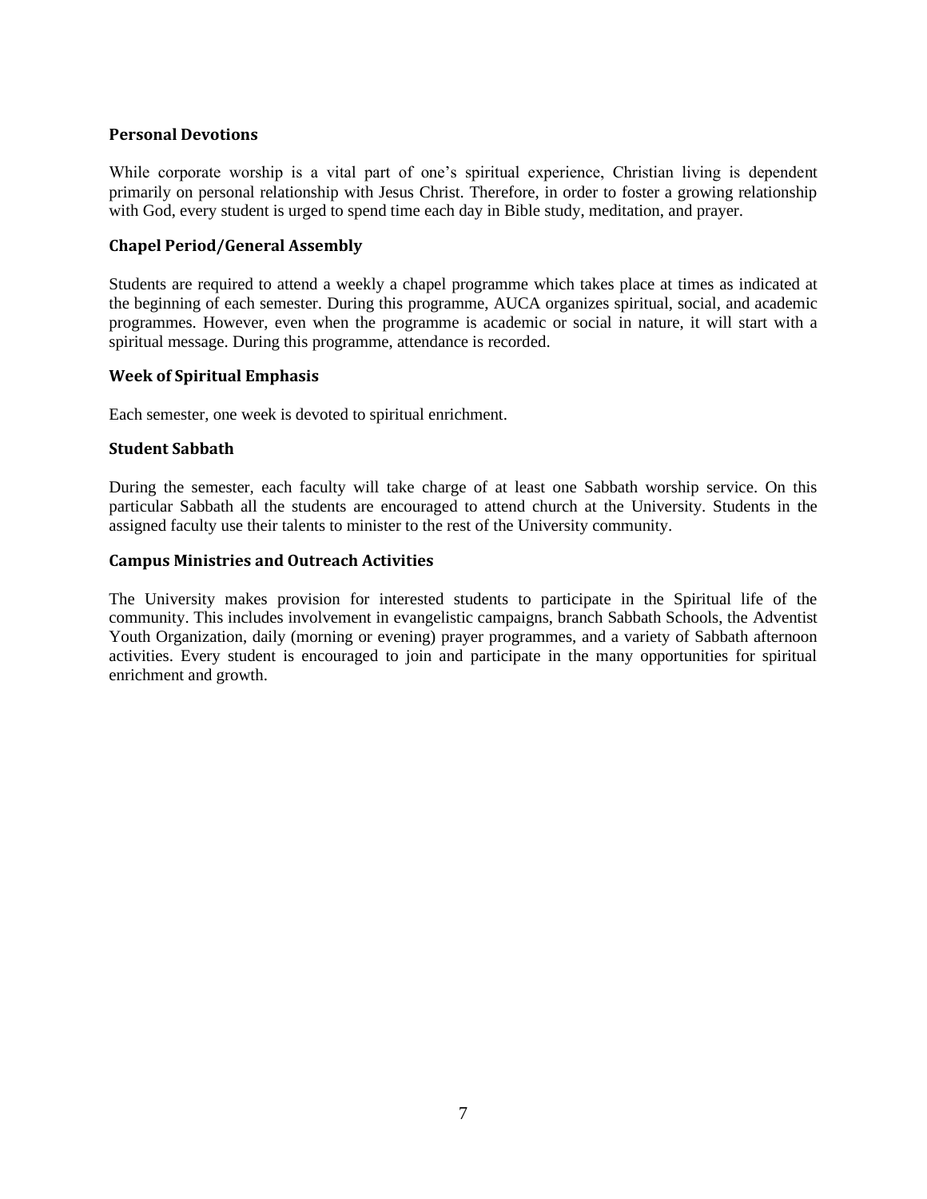### Personal Devotions

While corporate worship is a vital part of one's spiritual experience, Christian living is dependent primarily on personal relationship with Jesus Christ. Therefore, in order to foster a growing relationship with God, every student is urged to spend time each day in Bible study, meditation, and prayer.

### Chapel Period/General Assembly

Students are required to attend a weekly a chapel programme which takes place at times as indicated at the beginning of each semester. During this programme, AUCA organizes spiritual, social, and academic programmes. However, even when the programme is academic or social in nature, it will start with a spiritual message. During this programme, attendance is recorded.

### Week of Spiritual Emphasis

Each semester, one week is devoted to spiritual enrichment.

### Student Sabbath

During the semester, each faculty will take charge of at least one Sabbath worship service. On this particular Sabbath all the students are encouraged to attend church at the University. Students in the assigned faculty use their talents to minister to the rest of the University community.

### Campus Ministries and Outreach Activities

The University makes provision for interested students to participate in the Spiritual life of the community. This includes involvement in evangelistic campaigns, branch Sabbath Schools, the Adventist Youth Organization, daily (morning or evening) prayer programmes, and a variety of Sabbath afternoon activities. Every student is encouraged to join and participate in the many opportunities for spiritual enrichment and growth.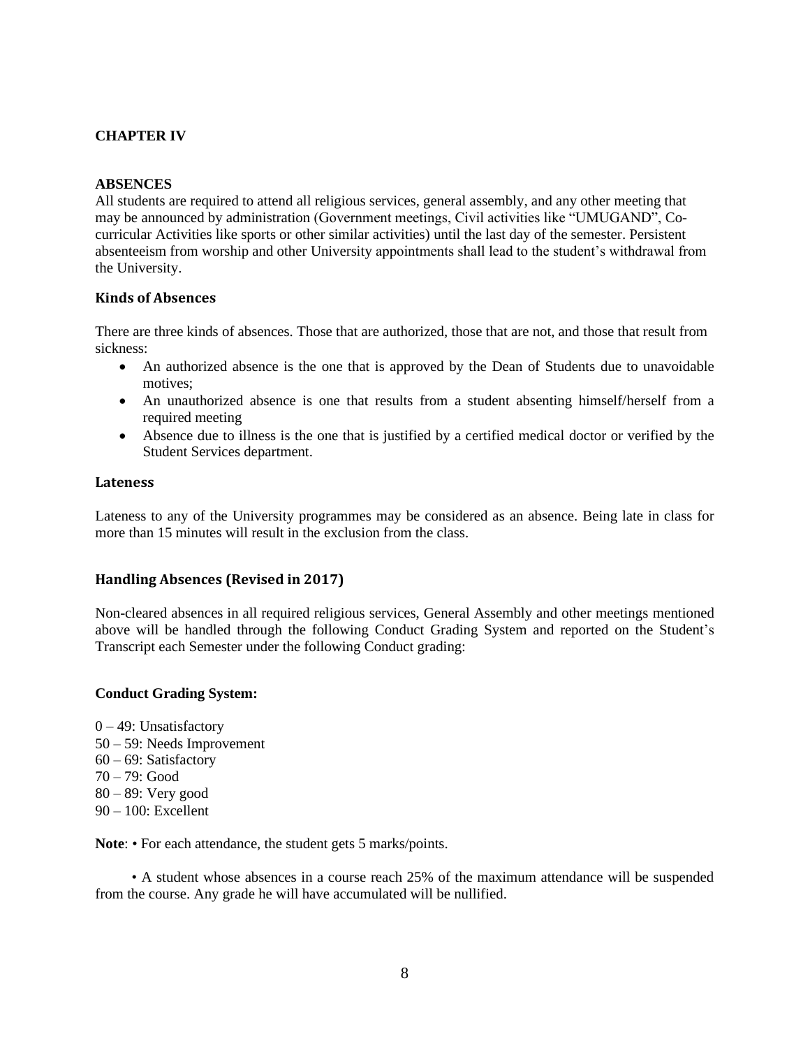## CHAPTER IV

### ABSENCES

All students are required to attend all religious services, general assembly, and any other meeting that may be announced by administration (Government meetings, Civil activities like "UMUGAND", Co-curricular Activities like sports or other similar activities) until the last day of the semester. Persistent absenteeism from worship and other University appointments shall lead to the student's withdrawal from the University.

### Kinds of Absences

There are three kinds of absences. Those that are authorized, those that are not, and those that result from sickness:

- An authorized absence is the one that is approved by the Dean of Students due to unavoidable motives;
- An unauthorized absence is one that results from a student absenting himself/herself from a required meeting
- Absence due to illness is the one that is justified by a certified medical doctor or verified by the Student Services department.

### Lateness

Lateness to any of the University programmes may be considered as an absence. Being late in class for more than 15 minutes will result in the exclusion from the class.

### Handling Absences (Revised in 2017)

Non-cleared absences in all required religious services, General Assembly and other meetings mentioned above will be handled through the following Conduct Grading System and reported on the Student's Transcript each Semester under the following Conduct grading:

**Conduct Grading System:**

0 – 49: Unsatisfactory  
50 – 59: Needs Improvement  
60 – 69: Satisfactory  
70 – 79: Good  
80 – 89: Very good  
90 – 100: Excellent

**Note**: • For each attendance, the student gets 5 marks/points.

• A student whose absences in a course reach 25% of the maximum attendance will be suspended from the course. Any grade he will have accumulated will be nullified.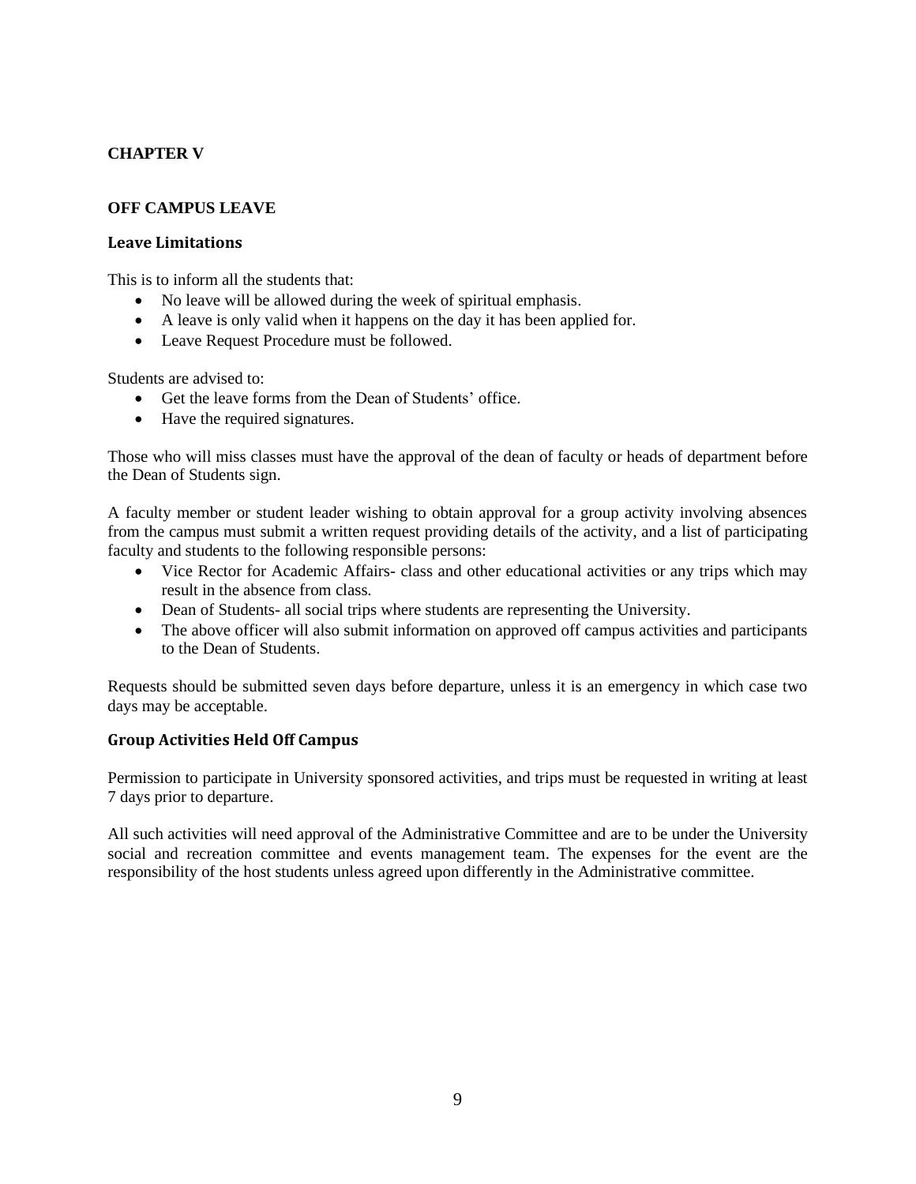## CHAPTER V

### OFF CAMPUS LEAVE

#### Leave Limitations

This is to inform all the students that:

- No leave will be allowed during the week of spiritual emphasis.
- A leave is only valid when it happens on the day it has been applied for.
- Leave Request Procedure must be followed.

Students are advised to:

- Get the leave forms from the Dean of Students' office.
- Have the required signatures.

Those who will miss classes must have the approval of the dean of faculty or heads of department before the Dean of Students sign.

A faculty member or student leader wishing to obtain approval for a group activity involving absences from the campus must submit a written request providing details of the activity, and a list of participating faculty and students to the following responsible persons:

- Vice Rector for Academic Affairs- class and other educational activities or any trips which may result in the absence from class.
- Dean of Students- all social trips where students are representing the University.
- The above officer will also submit information on approved off campus activities and participants to the Dean of Students.

Requests should be submitted seven days before departure, unless it is an emergency in which case two days may be acceptable.

#### Group Activities Held Off Campus

Permission to participate in University sponsored activities, and trips must be requested in writing at least 7 days prior to departure.

All such activities will need approval of the Administrative Committee and are to be under the University social and recreation committee and events management team. The expenses for the event are the responsibility of the host students unless agreed upon differently in the Administrative committee.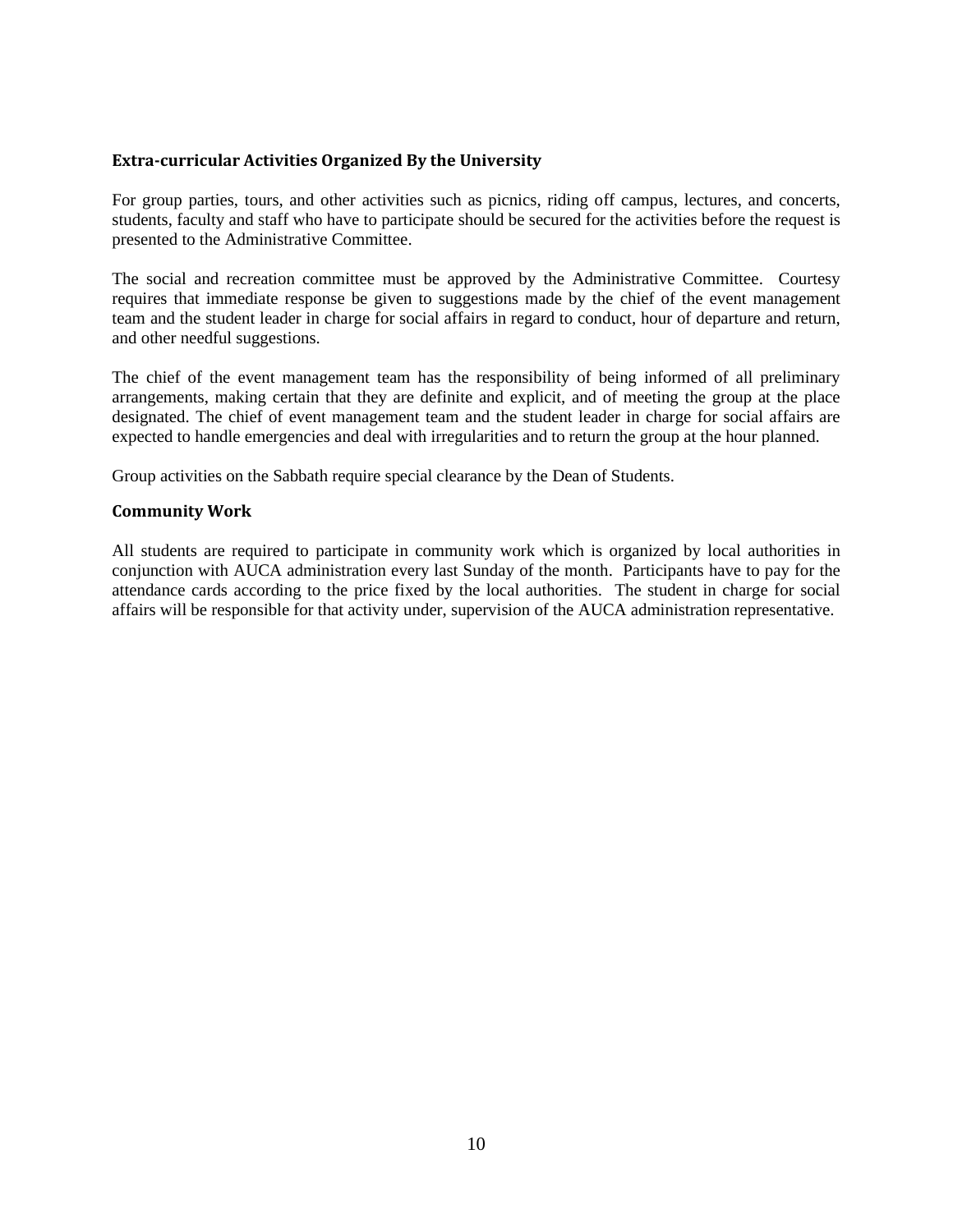### Extra-curricular Activities Organized By the University

For group parties, tours, and other activities such as picnics, riding off campus, lectures, and concerts, students, faculty and staff who have to participate should be secured for the activities before the request is presented to the Administrative Committee.

The social and recreation committee must be approved by the Administrative Committee. Courtesy requires that immediate response be given to suggestions made by the chief of the event management team and the student leader in charge for social affairs in regard to conduct, hour of departure and return, and other needful suggestions.

The chief of the event management team has the responsibility of being informed of all preliminary arrangements, making certain that they are definite and explicit, and of meeting the group at the place designated. The chief of event management team and the student leader in charge for social affairs are expected to handle emergencies and deal with irregularities and to return the group at the hour planned.

Group activities on the Sabbath require special clearance by the Dean of Students.

### Community Work

All students are required to participate in community work which is organized by local authorities in conjunction with AUCA administration every last Sunday of the month. Participants have to pay for the attendance cards according to the price fixed by the local authorities. The student in charge for social affairs will be responsible for that activity under, supervision of the AUCA administration representative.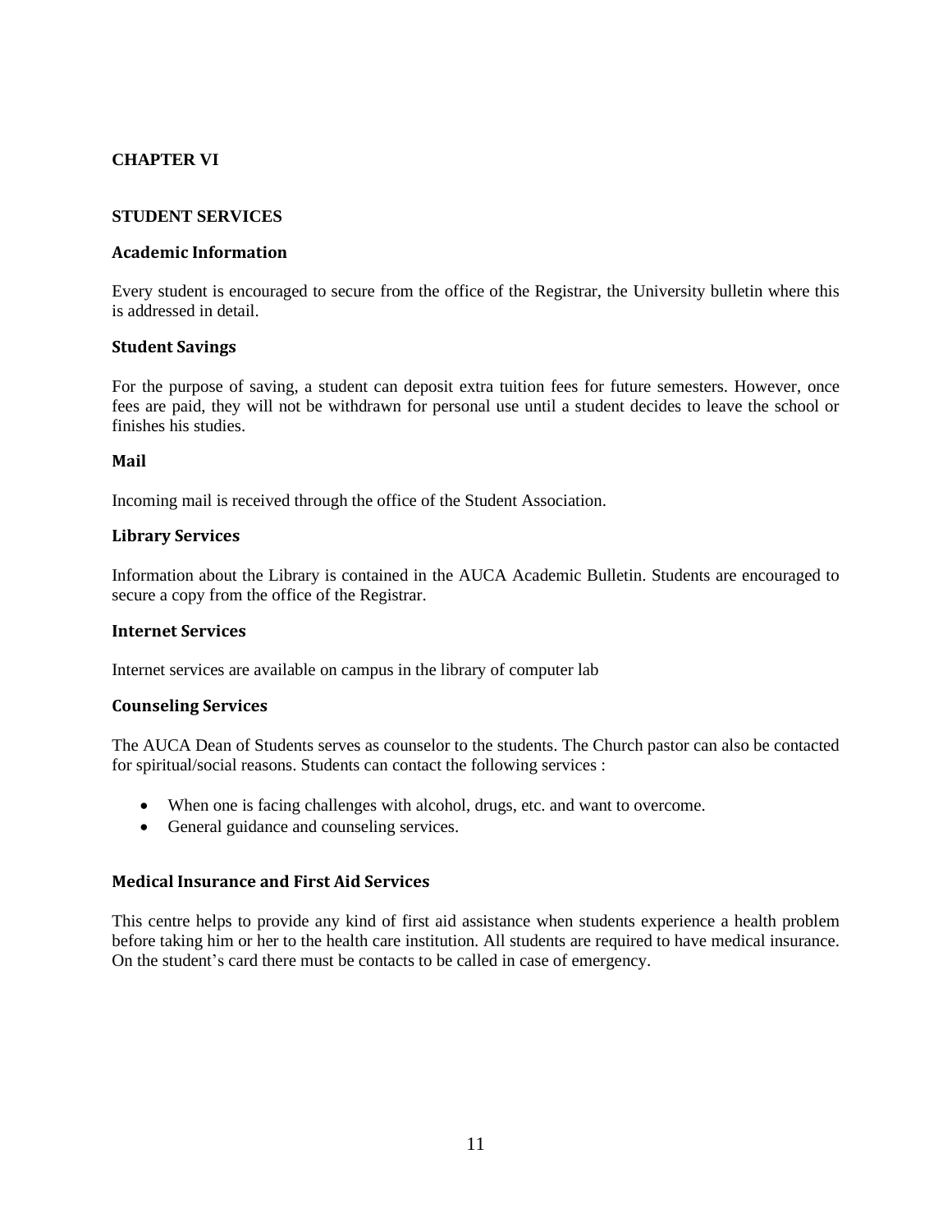# CHAPTER VI

## STUDENT SERVICES

### Academic Information

Every student is encouraged to secure from the office of the Registrar, the University bulletin where this is addressed in detail.

### Student Savings

For the purpose of saving, a student can deposit extra tuition fees for future semesters. However, once fees are paid, they will not be withdrawn for personal use until a student decides to leave the school or finishes his studies.

### Mail

Incoming mail is received through the office of the Student Association.

### Library Services

Information about the Library is contained in the AUCA Academic Bulletin. Students are encouraged to secure a copy from the office of the Registrar.

### Internet Services

Internet services are available on campus in the library of computer lab

### Counseling Services

The AUCA Dean of Students serves as counselor to the students. The Church pastor can also be contacted for spiritual/social reasons. Students can contact the following services :

- When one is facing challenges with alcohol, drugs, etc. and want to overcome.
- General guidance and counseling services.

### Medical Insurance and First Aid Services

This centre helps to provide any kind of first aid assistance when students experience a health problem before taking him or her to the health care institution. All students are required to have medical insurance. On the student's card there must be contacts to be called in case of emergency.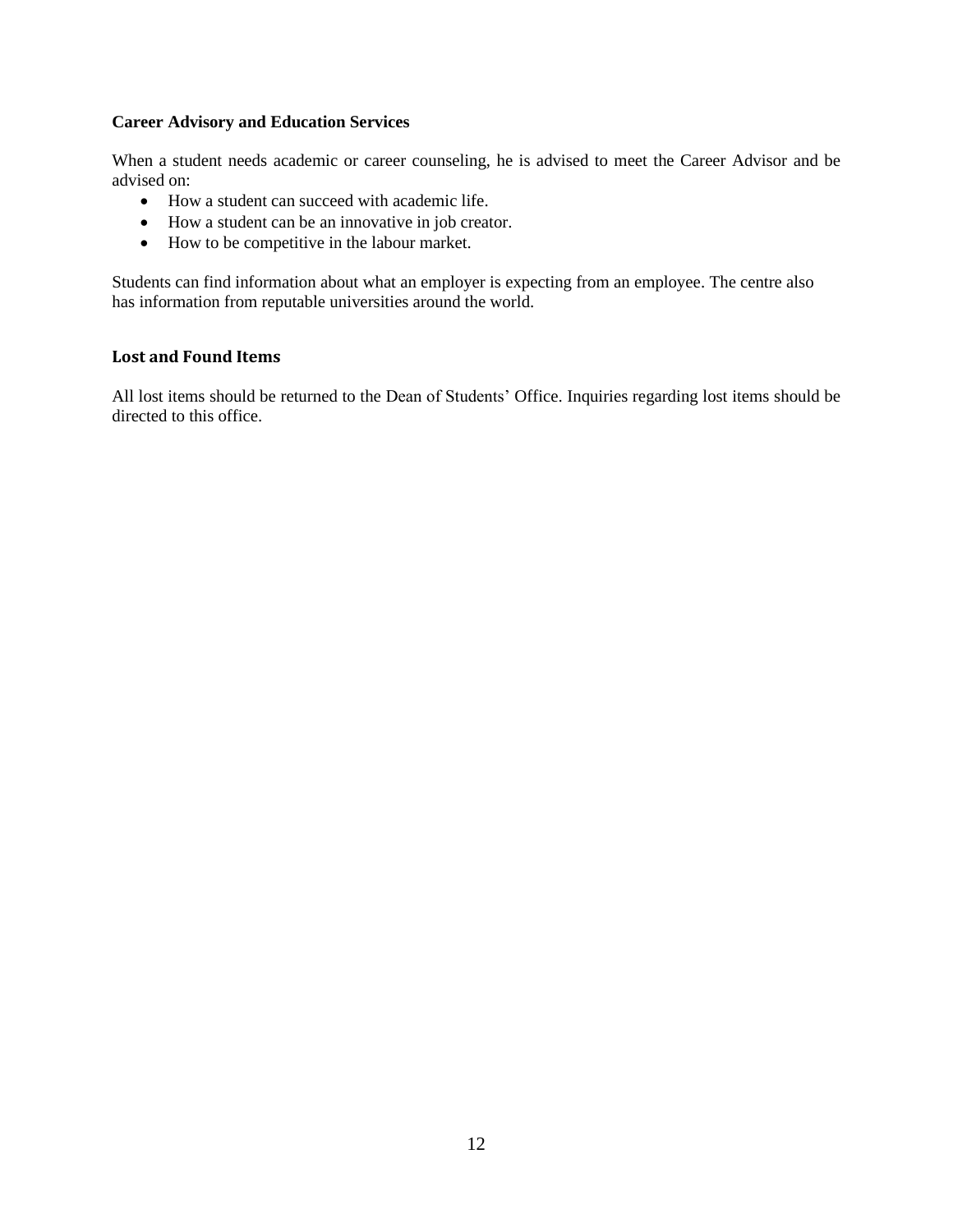### Career Advisory and Education Services

When a student needs academic or career counseling, he is advised to meet the Career Advisor and be advised on:

- How a student can succeed with academic life.
- How a student can be an innovative in job creator.
- How to be competitive in the labour market.

Students can find information about what an employer is expecting from an employee. The centre also has information from reputable universities around the world.

### Lost and Found Items

All lost items should be returned to the Dean of Students' Office. Inquiries regarding lost items should be directed to this office.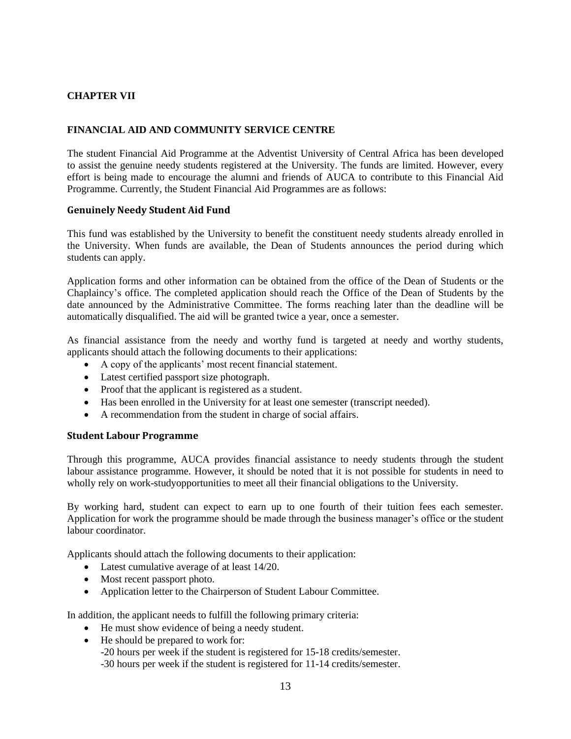## CHAPTER VII

## FINANCIAL AID AND COMMUNITY SERVICE CENTRE

The student Financial Aid Programme at the Adventist University of Central Africa has been developed to assist the genuine needy students registered at the University. The funds are limited. However, every effort is being made to encourage the alumni and friends of AUCA to contribute to this Financial Aid Programme. Currently, the Student Financial Aid Programmes are as follows:

### Genuinely Needy Student Aid Fund

This fund was established by the University to benefit the constituent needy students already enrolled in the University. When funds are available, the Dean of Students announces the period during which students can apply.

Application forms and other information can be obtained from the office of the Dean of Students or the Chaplaincy's office. The completed application should reach the Office of the Dean of Students by the date announced by the Administrative Committee. The forms reaching later than the deadline will be automatically disqualified. The aid will be granted twice a year, once a semester.

As financial assistance from the needy and worthy fund is targeted at needy and worthy students, applicants should attach the following documents to their applications:

- A copy of the applicants' most recent financial statement.
- Latest certified passport size photograph.
- Proof that the applicant is registered as a student.
- Has been enrolled in the University for at least one semester (transcript needed).
- A recommendation from the student in charge of social affairs.

### Student Labour Programme

Through this programme, AUCA provides financial assistance to needy students through the student labour assistance programme. However, it should be noted that it is not possible for students in need to wholly rely on work-studyopportunities to meet all their financial obligations to the University.

By working hard, student can expect to earn up to one fourth of their tuition fees each semester. Application for work the programme should be made through the business manager's office or the student labour coordinator.

Applicants should attach the following documents to their application:

- Latest cumulative average of at least 14/20.
- Most recent passport photo.
- Application letter to the Chairperson of Student Labour Committee.

In addition, the applicant needs to fulfill the following primary criteria:

- He must show evidence of being a needy student.
- He should be prepared to work for:
  -20 hours per week if the student is registered for 15-18 credits/semester.
  -30 hours per week if the student is registered for 11-14 credits/semester.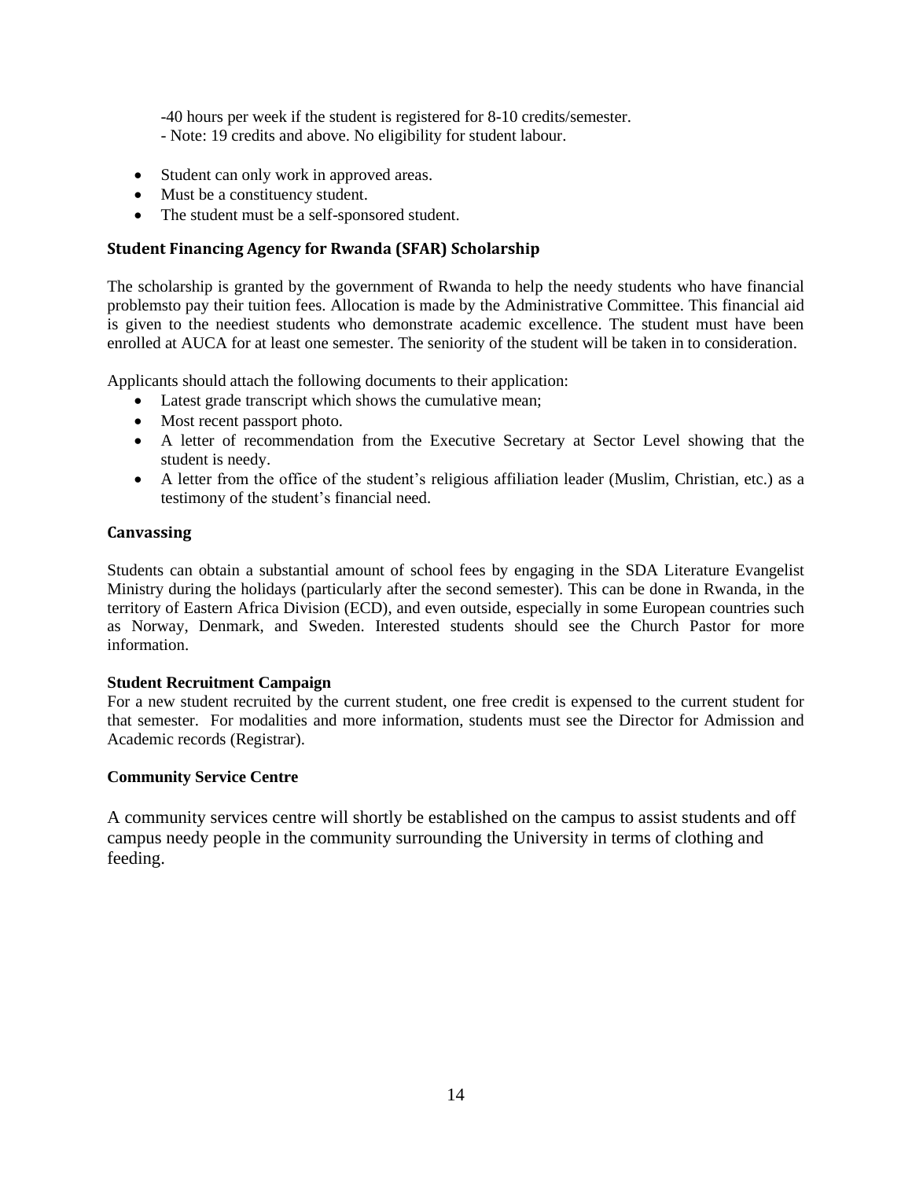-40 hours per week if the student is registered for 8-10 credits/semester.
- Note: 19 credits and above. No eligibility for student labour.

- Student can only work in approved areas.
- Must be a constituency student.
- The student must be a self-sponsored student.

### Student Financing Agency for Rwanda (SFAR) Scholarship

The scholarship is granted by the government of Rwanda to help the needy students who have financial problemsto pay their tuition fees. Allocation is made by the Administrative Committee. This financial aid is given to the neediest students who demonstrate academic excellence. The student must have been enrolled at AUCA for at least one semester. The seniority of the student will be taken in to consideration.

Applicants should attach the following documents to their application:

- Latest grade transcript which shows the cumulative mean;
- Most recent passport photo.
- A letter of recommendation from the Executive Secretary at Sector Level showing that the student is needy.
- A letter from the office of the student's religious affiliation leader (Muslim, Christian, etc.) as a testimony of the student's financial need.

### Canvassing

Students can obtain a substantial amount of school fees by engaging in the SDA Literature Evangelist Ministry during the holidays (particularly after the second semester). This can be done in Rwanda, in the territory of Eastern Africa Division (ECD), and even outside, especially in some European countries such as Norway, Denmark, and Sweden. Interested students should see the Church Pastor for more information.

### Student Recruitment Campaign

For a new student recruited by the current student, one free credit is expensed to the current student for that semester. For modalities and more information, students must see the Director for Admission and Academic records (Registrar).

### Community Service Centre

A community services centre will shortly be established on the campus to assist students and off campus needy people in the community surrounding the University in terms of clothing and feeding.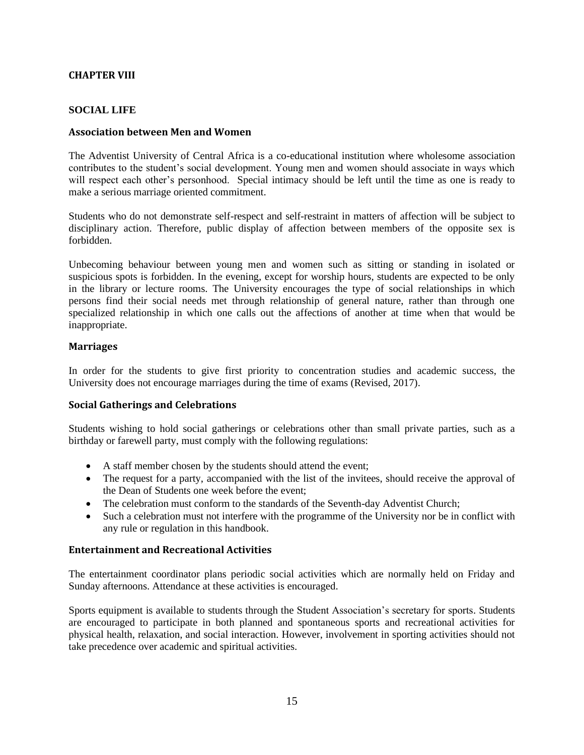# CHAPTER VIII

## SOCIAL LIFE

### Association between Men and Women

The Adventist University of Central Africa is a co-educational institution where wholesome association contributes to the student's social development. Young men and women should associate in ways which will respect each other's personhood.  Special intimacy should be left until the time as one is ready to make a serious marriage oriented commitment.

Students who do not demonstrate self-respect and self-restraint in matters of affection will be subject to disciplinary action. Therefore, public display of affection between members of the opposite sex is forbidden.

Unbecoming behaviour between young men and women such as sitting or standing in isolated or suspicious spots is forbidden. In the evening, except for worship hours, students are expected to be only in the library or lecture rooms. The University encourages the type of social relationships in which persons find their social needs met through relationship of general nature, rather than through one specialized relationship in which one calls out the affections of another at time when that would be inappropriate.

### Marriages

In order for the students to give first priority to concentration studies and academic success, the University does not encourage marriages during the time of exams (Revised, 2017).

### Social Gatherings and Celebrations

Students wishing to hold social gatherings or celebrations other than small private parties, such as a birthday or farewell party, must comply with the following regulations:

- A staff member chosen by the students should attend the event;
- The request for a party, accompanied with the list of the invitees, should receive the approval of the Dean of Students one week before the event;
- The celebration must conform to the standards of the Seventh-day Adventist Church;
- Such a celebration must not interfere with the programme of the University nor be in conflict with any rule or regulation in this handbook.

### Entertainment and Recreational Activities

The entertainment coordinator plans periodic social activities which are normally held on Friday and Sunday afternoons. Attendance at these activities is encouraged.

Sports equipment is available to students through the Student Association's secretary for sports. Students are encouraged to participate in both planned and spontaneous sports and recreational activities for physical health, relaxation, and social interaction. However, involvement in sporting activities should not take precedence over academic and spiritual activities.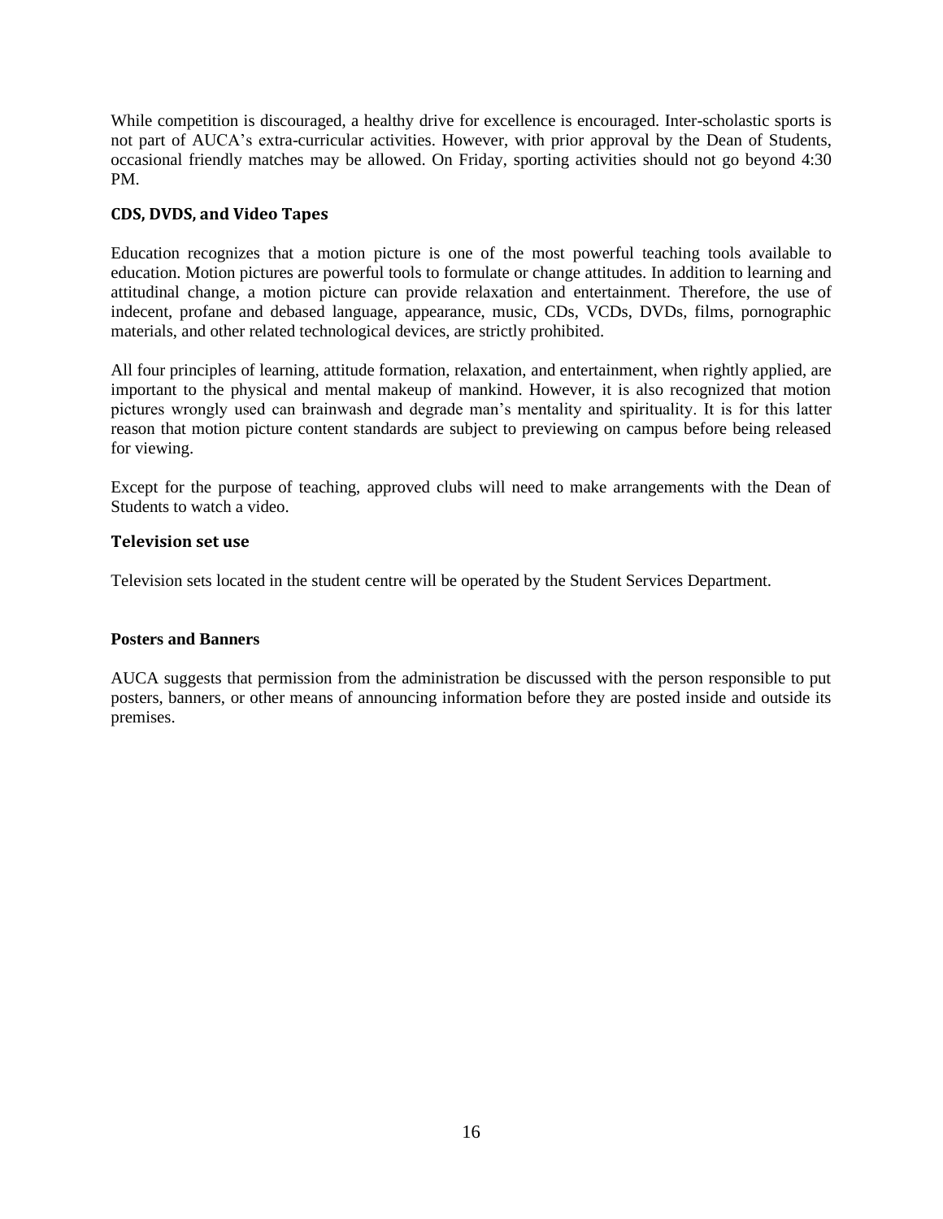While competition is discouraged, a healthy drive for excellence is encouraged. Inter-scholastic sports is not part of AUCA's extra-curricular activities. However, with prior approval by the Dean of Students, occasional friendly matches may be allowed. On Friday, sporting activities should not go beyond 4:30 PM.

### CDS, DVDS, and Video Tapes

Education recognizes that a motion picture is one of the most powerful teaching tools available to education. Motion pictures are powerful tools to formulate or change attitudes. In addition to learning and attitudinal change, a motion picture can provide relaxation and entertainment. Therefore, the use of indecent, profane and debased language, appearance, music, CDs, VCDs, DVDs, films, pornographic materials, and other related technological devices, are strictly prohibited.

All four principles of learning, attitude formation, relaxation, and entertainment, when rightly applied, are important to the physical and mental makeup of mankind. However, it is also recognized that motion pictures wrongly used can brainwash and degrade man's mentality and spirituality. It is for this latter reason that motion picture content standards are subject to previewing on campus before being released for viewing.

Except for the purpose of teaching, approved clubs will need to make arrangements with the Dean of Students to watch a video.

### Television set use

Television sets located in the student centre will be operated by the Student Services Department.

### Posters and Banners

AUCA suggests that permission from the administration be discussed with the person responsible to put posters, banners, or other means of announcing information before they are posted inside and outside its premises.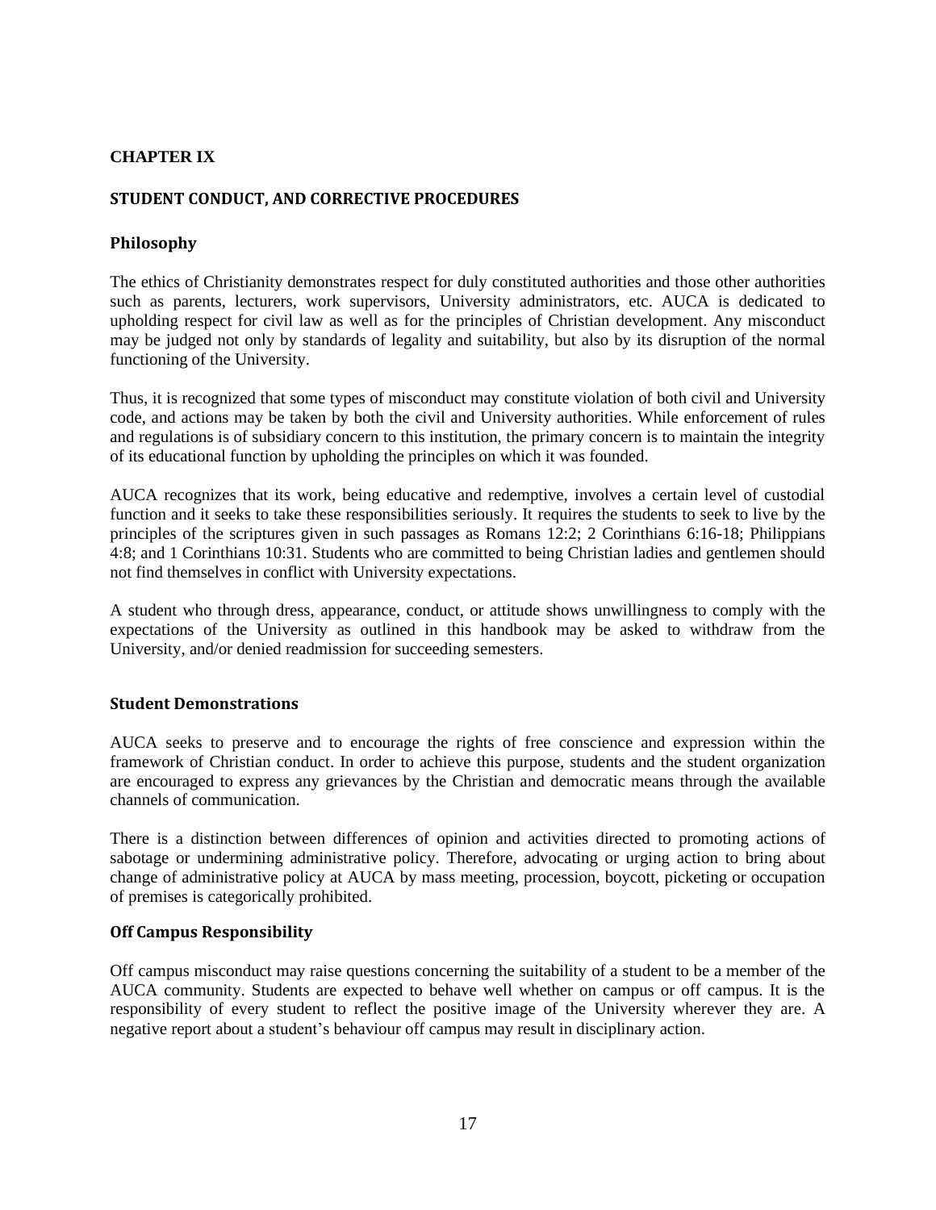# CHAPTER IX

## STUDENT CONDUCT, AND CORRECTIVE PROCEDURES

### Philosophy

The ethics of Christianity demonstrates respect for duly constituted authorities and those other authorities such as parents, lecturers, work supervisors, University administrators, etc. AUCA is dedicated to upholding respect for civil law as well as for the principles of Christian development. Any misconduct may be judged not only by standards of legality and suitability, but also by its disruption of the normal functioning of the University.

Thus, it is recognized that some types of misconduct may constitute violation of both civil and University code, and actions may be taken by both the civil and University authorities. While enforcement of rules and regulations is of subsidiary concern to this institution, the primary concern is to maintain the integrity of its educational function by upholding the principles on which it was founded.

AUCA recognizes that its work, being educative and redemptive, involves a certain level of custodial function and it seeks to take these responsibilities seriously. It requires the students to seek to live by the principles of the scriptures given in such passages as Romans 12:2; 2 Corinthians 6:16-18; Philippians 4:8; and 1 Corinthians 10:31. Students who are committed to being Christian ladies and gentlemen should not find themselves in conflict with University expectations.

A student who through dress, appearance, conduct, or attitude shows unwillingness to comply with the expectations of the University as outlined in this handbook may be asked to withdraw from the University, and/or denied readmission for succeeding semesters.

### Student Demonstrations

AUCA seeks to preserve and to encourage the rights of free conscience and expression within the framework of Christian conduct. In order to achieve this purpose, students and the student organization are encouraged to express any grievances by the Christian and democratic means through the available channels of communication.

There is a distinction between differences of opinion and activities directed to promoting actions of sabotage or undermining administrative policy. Therefore, advocating or urging action to bring about change of administrative policy at AUCA by mass meeting, procession, boycott, picketing or occupation of premises is categorically prohibited.

### Off Campus Responsibility

Off campus misconduct may raise questions concerning the suitability of a student to be a member of the AUCA community. Students are expected to behave well whether on campus or off campus. It is the responsibility of every student to reflect the positive image of the University wherever they are. A negative report about a student's behaviour off campus may result in disciplinary action.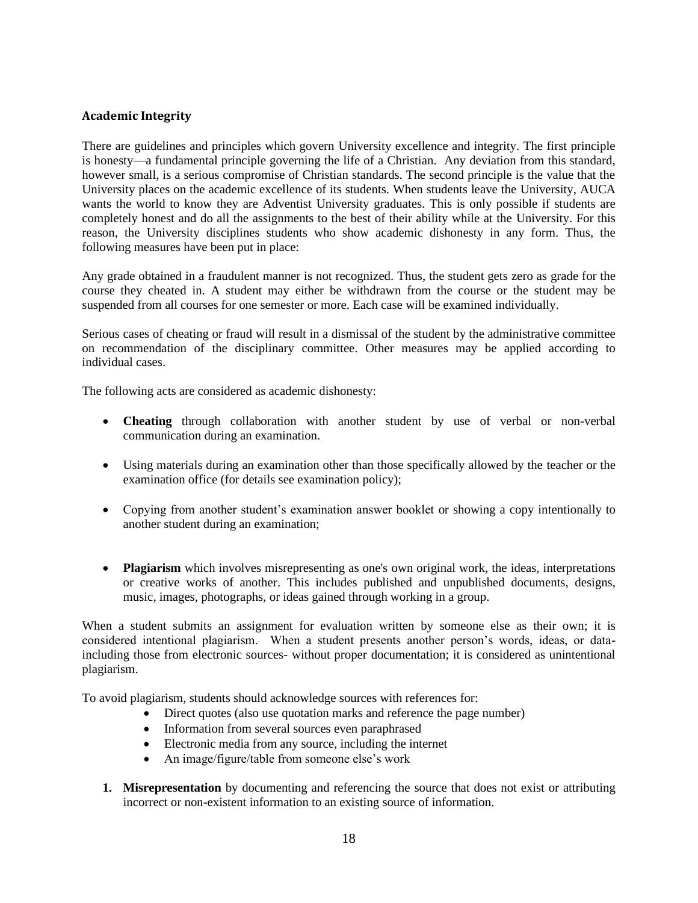### Academic Integrity

There are guidelines and principles which govern University excellence and integrity. The first principle is honesty—a fundamental principle governing the life of a Christian. Any deviation from this standard, however small, is a serious compromise of Christian standards. The second principle is the value that the University places on the academic excellence of its students. When students leave the University, AUCA wants the world to know they are Adventist University graduates. This is only possible if students are completely honest and do all the assignments to the best of their ability while at the University. For this reason, the University disciplines students who show academic dishonesty in any form. Thus, the following measures have been put in place:

Any grade obtained in a fraudulent manner is not recognized. Thus, the student gets zero as grade for the course they cheated in. A student may either be withdrawn from the course or the student may be suspended from all courses for one semester or more. Each case will be examined individually.

Serious cases of cheating or fraud will result in a dismissal of the student by the administrative committee on recommendation of the disciplinary committee. Other measures may be applied according to individual cases.

The following acts are considered as academic dishonesty:

- **Cheating** through collaboration with another student by use of verbal or non-verbal communication during an examination.
- Using materials during an examination other than those specifically allowed by the teacher or the examination office (for details see examination policy);
- Copying from another student's examination answer booklet or showing a copy intentionally to another student during an examination;
- **Plagiarism** which involves misrepresenting as one's own original work, the ideas, interpretations or creative works of another. This includes published and unpublished documents, designs, music, images, photographs, or ideas gained through working in a group.

When a student submits an assignment for evaluation written by someone else as their own; it is considered intentional plagiarism. When a student presents another person's words, ideas, or data- including those from electronic sources- without proper documentation; it is considered as unintentional plagiarism.

To avoid plagiarism, students should acknowledge sources with references for:

- Direct quotes (also use quotation marks and reference the page number)
- Information from several sources even paraphrased
- Electronic media from any source, including the internet
- An image/figure/table from someone else's work

1. **Misrepresentation** by documenting and referencing the source that does not exist or attributing incorrect or non-existent information to an existing source of information.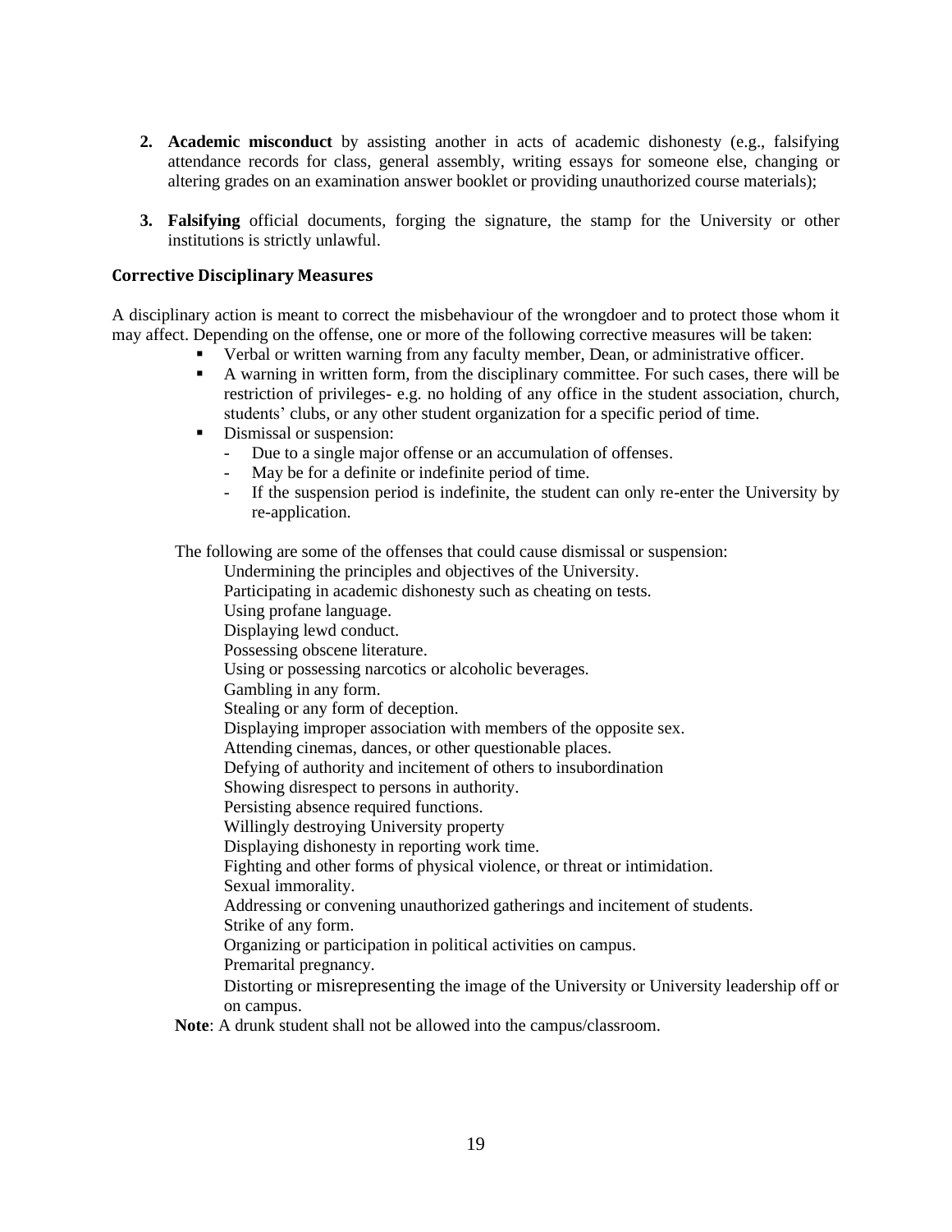2. **Academic misconduct** by assisting another in acts of academic dishonesty (e.g., falsifying attendance records for class, general assembly, writing essays for someone else, changing or altering grades on an examination answer booklet or providing unauthorized course materials);

3. **Falsifying** official documents, forging the signature, the stamp for the University or other institutions is strictly unlawful.

### Corrective Disciplinary Measures

A disciplinary action is meant to correct the misbehaviour of the wrongdoer and to protect those whom it may affect. Depending on the offense, one or more of the following corrective measures will be taken:

- Verbal or written warning from any faculty member, Dean, or administrative officer.
- A warning in written form, from the disciplinary committee. For such cases, there will be restriction of privileges- e.g. no holding of any office in the student association, church, students' clubs, or any other student organization for a specific period of time.
- Dismissal or suspension:
  - Due to a single major offense or an accumulation of offenses.
  - May be for a definite or indefinite period of time.
  - If the suspension period is indefinite, the student can only re-enter the University by re-application.

The following are some of the offenses that could cause dismissal or suspension:

Undermining the principles and objectives of the University.
Participating in academic dishonesty such as cheating on tests.
Using profane language.
Displaying lewd conduct.
Possessing obscene literature.
Using or possessing narcotics or alcoholic beverages.
Gambling in any form.
Stealing or any form of deception.
Displaying improper association with members of the opposite sex.
Attending cinemas, dances, or other questionable places.
Defying of authority and incitement of others to insubordination
Showing disrespect to persons in authority.
Persisting absence required functions.
Willingly destroying University property
Displaying dishonesty in reporting work time.
Fighting and other forms of physical violence, or threat or intimidation.
Sexual immorality.
Addressing or convening unauthorized gatherings and incitement of students.
Strike of any form.
Organizing or participation in political activities on campus.
Premarital pregnancy.
Distorting or misrepresenting the image of the University or University leadership off or on campus.

**Note**: A drunk student shall not be allowed into the campus/classroom.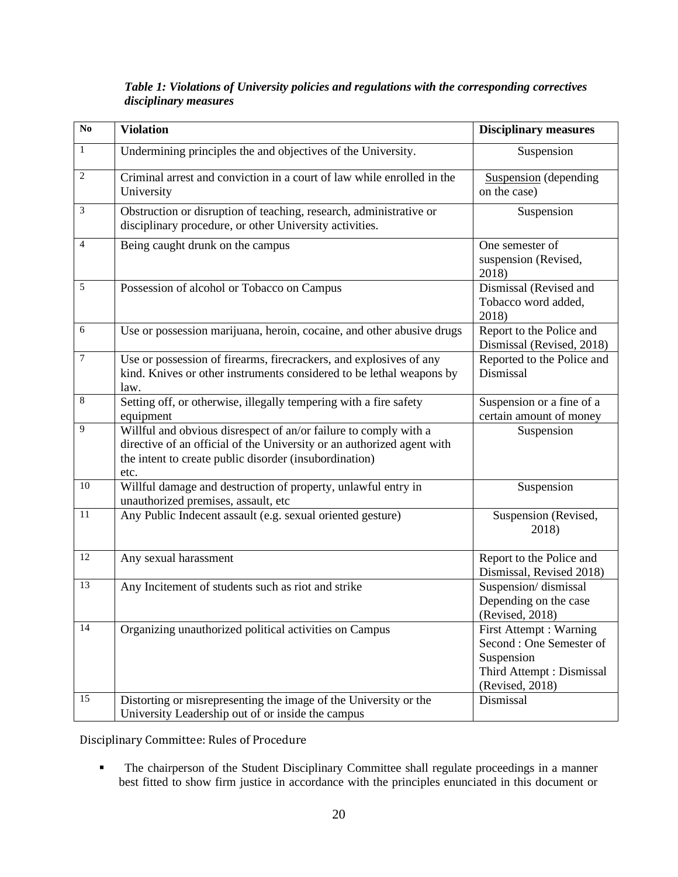***Table 1: Violations of University policies and regulations with the corresponding correctives disciplinary measures***

| No | Violation | Disciplinary measures |
|---|---|---|
| 1 | Undermining principles the and objectives of the University. | Suspension |
| 2 | Criminal arrest and conviction in a court of law while enrolled in the University | Suspension (depending on the case) |
| 3 | Obstruction or disruption of teaching, research, administrative or disciplinary procedure, or other University activities. | Suspension |
| 4 | Being caught drunk on the campus | One semester of suspension (Revised, 2018) |
| 5 | Possession of alcohol or Tobacco on Campus | Dismissal (Revised and Tobacco word added, 2018) |
| 6 | Use or possession marijuana, heroin, cocaine, and other abusive drugs | Report to the Police and Dismissal (Revised, 2018) |
| 7 | Use or possession of firearms, firecrackers, and explosives of any kind. Knives or other instruments considered to be lethal weapons by law. | Reported to the Police and Dismissal |
| 8 | Setting off, or otherwise, illegally tempering with a fire safety equipment | Suspension or a fine of a certain amount of money |
| 9 | Willful and obvious disrespect of an/or failure to comply with a directive of an official of the University or an authorized agent with the intent to create public disorder (insubordination) etc. | Suspension |
| 10 | Willful damage and destruction of property, unlawful entry in unauthorized premises, assault, etc | Suspension |
| 11 | Any Public Indecent assault (e.g. sexual oriented gesture) | Suspension (Revised, 2018) |
| 12 | Any sexual harassment | Report to the Police and Dismissal, Revised 2018) |
| 13 | Any Incitement of students such as riot and strike | Suspension/ dismissal Depending on the case (Revised, 2018) |
| 14 | Organizing unauthorized political activities on Campus | First Attempt : Warning<br>Second : One Semester of Suspension<br>Third Attempt : Dismissal (Revised, 2018) |
| 15 | Distorting or misrepresenting the image of the University or the University Leadership out of or inside the campus | Dismissal |

Disciplinary Committee: Rules of Procedure

- The chairperson of the Student Disciplinary Committee shall regulate proceedings in a manner best fitted to show firm justice in accordance with the principles enunciated in this document or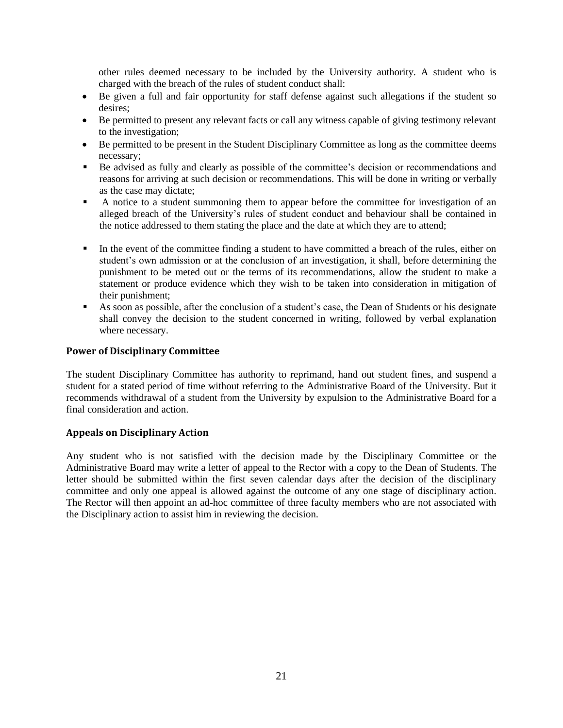other rules deemed necessary to be included by the University authority. A student who is charged with the breach of the rules of student conduct shall:

- Be given a full and fair opportunity for staff defense against such allegations if the student so desires;
- Be permitted to present any relevant facts or call any witness capable of giving testimony relevant to the investigation;
- Be permitted to be present in the Student Disciplinary Committee as long as the committee deems necessary;
- Be advised as fully and clearly as possible of the committee's decision or recommendations and reasons for arriving at such decision or recommendations. This will be done in writing or verbally as the case may dictate;
- A notice to a student summoning them to appear before the committee for investigation of an alleged breach of the University's rules of student conduct and behaviour shall be contained in the notice addressed to them stating the place and the date at which they are to attend;
- In the event of the committee finding a student to have committed a breach of the rules, either on student's own admission or at the conclusion of an investigation, it shall, before determining the punishment to be meted out or the terms of its recommendations, allow the student to make a statement or produce evidence which they wish to be taken into consideration in mitigation of their punishment;
- As soon as possible, after the conclusion of a student's case, the Dean of Students or his designate shall convey the decision to the student concerned in writing, followed by verbal explanation where necessary.

### Power of Disciplinary Committee

The student Disciplinary Committee has authority to reprimand, hand out student fines, and suspend a student for a stated period of time without referring to the Administrative Board of the University. But it recommends withdrawal of a student from the University by expulsion to the Administrative Board for a final consideration and action.

### Appeals on Disciplinary Action

Any student who is not satisfied with the decision made by the Disciplinary Committee or the Administrative Board may write a letter of appeal to the Rector with a copy to the Dean of Students. The letter should be submitted within the first seven calendar days after the decision of the disciplinary committee and only one appeal is allowed against the outcome of any one stage of disciplinary action. The Rector will then appoint an ad-hoc committee of three faculty members who are not associated with the Disciplinary action to assist him in reviewing the decision.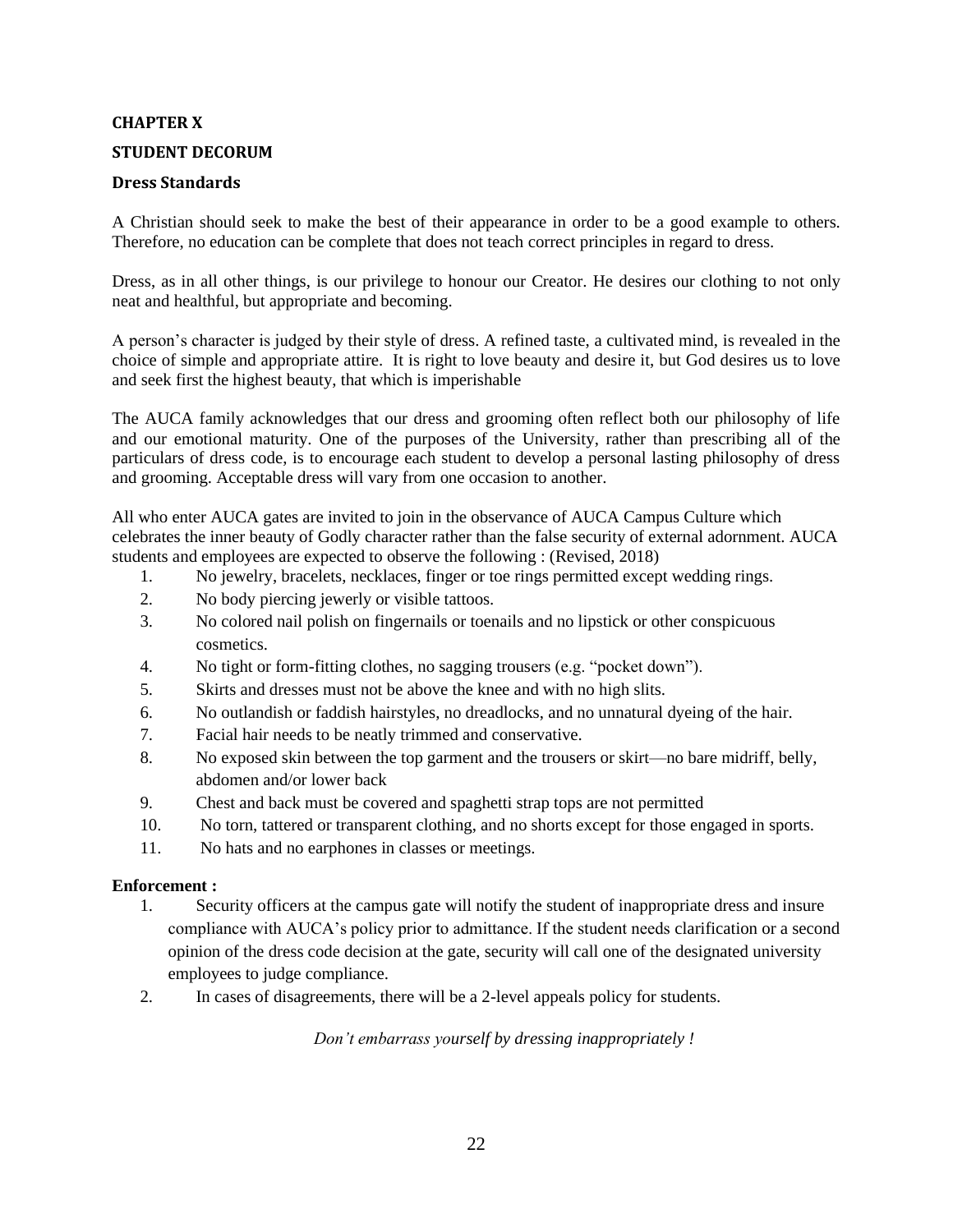## CHAPTER X

## STUDENT DECORUM

### Dress Standards

A Christian should seek to make the best of their appearance in order to be a good example to others. Therefore, no education can be complete that does not teach correct principles in regard to dress.

Dress, as in all other things, is our privilege to honour our Creator. He desires our clothing to not only neat and healthful, but appropriate and becoming.

A person's character is judged by their style of dress. A refined taste, a cultivated mind, is revealed in the choice of simple and appropriate attire. It is right to love beauty and desire it, but God desires us to love and seek first the highest beauty, that which is imperishable

The AUCA family acknowledges that our dress and grooming often reflect both our philosophy of life and our emotional maturity. One of the purposes of the University, rather than prescribing all of the particulars of dress code, is to encourage each student to develop a personal lasting philosophy of dress and grooming. Acceptable dress will vary from one occasion to another.

All who enter AUCA gates are invited to join in the observance of AUCA Campus Culture which celebrates the inner beauty of Godly character rather than the false security of external adornment. AUCA students and employees are expected to observe the following : (Revised, 2018)

1. No jewelry, bracelets, necklaces, finger or toe rings permitted except wedding rings.
2. No body piercing jewerly or visible tattoos.
3. No colored nail polish on fingernails or toenails and no lipstick or other conspicuous cosmetics.
4. No tight or form-fitting clothes, no sagging trousers (e.g. "pocket down").
5. Skirts and dresses must not be above the knee and with no high slits.
6. No outlandish or faddish hairstyles, no dreadlocks, and no unnatural dyeing of the hair.
7. Facial hair needs to be neatly trimmed and conservative.
8. No exposed skin between the top garment and the trousers or skirt—no bare midriff, belly, abdomen and/or lower back
9. Chest and back must be covered and spaghetti strap tops are not permitted
10. No torn, tattered or transparent clothing, and no shorts except for those engaged in sports.
11. No hats and no earphones in classes or meetings.

**Enforcement :**

1. Security officers at the campus gate will notify the student of inappropriate dress and insure compliance with AUCA's policy prior to admittance. If the student needs clarification or a second opinion of the dress code decision at the gate, security will call one of the designated university employees to judge compliance.
2. In cases of disagreements, there will be a 2-level appeals policy for students.

*Don't embarrass yourself by dressing inappropriately !*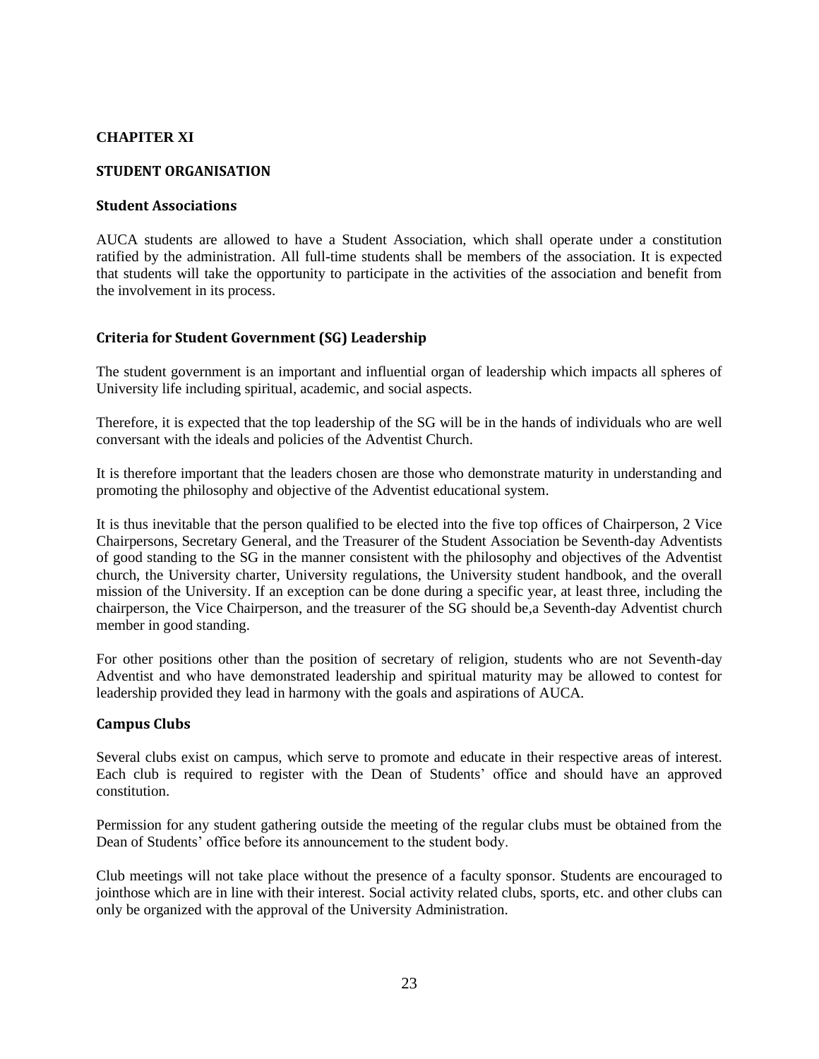## CHAPITER XI

### STUDENT ORGANISATION

### Student Associations

AUCA students are allowed to have a Student Association, which shall operate under a constitution ratified by the administration. All full-time students shall be members of the association. It is expected that students will take the opportunity to participate in the activities of the association and benefit from the involvement in its process.

### Criteria for Student Government (SG) Leadership

The student government is an important and influential organ of leadership which impacts all spheres of University life including spiritual, academic, and social aspects.

Therefore, it is expected that the top leadership of the SG will be in the hands of individuals who are well conversant with the ideals and policies of the Adventist Church.

It is therefore important that the leaders chosen are those who demonstrate maturity in understanding and promoting the philosophy and objective of the Adventist educational system.

It is thus inevitable that the person qualified to be elected into the five top offices of Chairperson, 2 Vice Chairpersons, Secretary General, and the Treasurer of the Student Association be Seventh-day Adventists of good standing to the SG in the manner consistent with the philosophy and objectives of the Adventist church, the University charter, University regulations, the University student handbook, and the overall mission of the University. If an exception can be done during a specific year, at least three, including the chairperson, the Vice Chairperson, and the treasurer of the SG should be,a Seventh-day Adventist church member in good standing.

For other positions other than the position of secretary of religion, students who are not Seventh-day Adventist and who have demonstrated leadership and spiritual maturity may be allowed to contest for leadership provided they lead in harmony with the goals and aspirations of AUCA.

### Campus Clubs

Several clubs exist on campus, which serve to promote and educate in their respective areas of interest. Each club is required to register with the Dean of Students' office and should have an approved constitution.

Permission for any student gathering outside the meeting of the regular clubs must be obtained from the Dean of Students' office before its announcement to the student body.

Club meetings will not take place without the presence of a faculty sponsor. Students are encouraged to jointhose which are in line with their interest. Social activity related clubs, sports, etc. and other clubs can only be organized with the approval of the University Administration.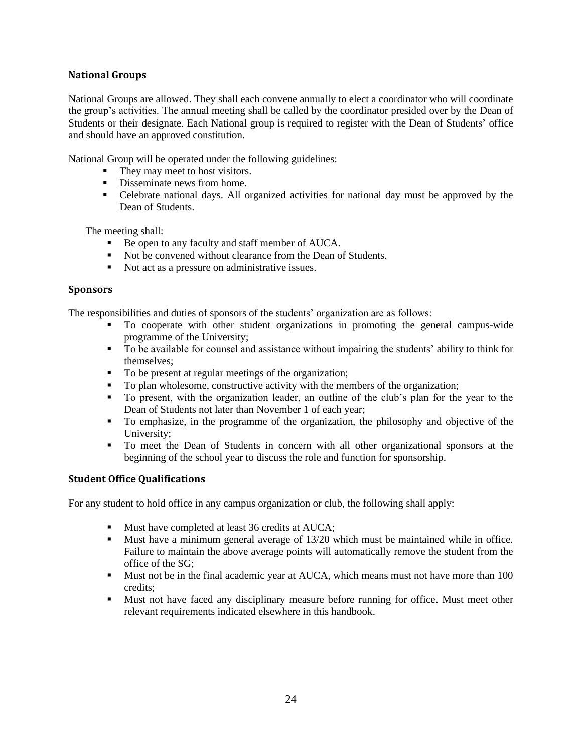### National Groups

National Groups are allowed. They shall each convene annually to elect a coordinator who will coordinate the group's activities. The annual meeting shall be called by the coordinator presided over by the Dean of Students or their designate. Each National group is required to register with the Dean of Students' office and should have an approved constitution.

National Group will be operated under the following guidelines:

- They may meet to host visitors.
- Disseminate news from home.
- Celebrate national days. All organized activities for national day must be approved by the Dean of Students.

The meeting shall:

- Be open to any faculty and staff member of AUCA.
- Not be convened without clearance from the Dean of Students.
- Not act as a pressure on administrative issues.

### Sponsors

The responsibilities and duties of sponsors of the students' organization are as follows:

- To cooperate with other student organizations in promoting the general campus-wide programme of the University;
- To be available for counsel and assistance without impairing the students' ability to think for themselves;
- To be present at regular meetings of the organization;
- To plan wholesome, constructive activity with the members of the organization;
- To present, with the organization leader, an outline of the club's plan for the year to the Dean of Students not later than November 1 of each year;
- To emphasize, in the programme of the organization, the philosophy and objective of the University;
- To meet the Dean of Students in concern with all other organizational sponsors at the beginning of the school year to discuss the role and function for sponsorship.

### Student Office Qualifications

For any student to hold office in any campus organization or club, the following shall apply:

- Must have completed at least 36 credits at AUCA;
- Must have a minimum general average of 13/20 which must be maintained while in office. Failure to maintain the above average points will automatically remove the student from the office of the SG;
- Must not be in the final academic year at AUCA, which means must not have more than 100 credits;
- Must not have faced any disciplinary measure before running for office. Must meet other relevant requirements indicated elsewhere in this handbook.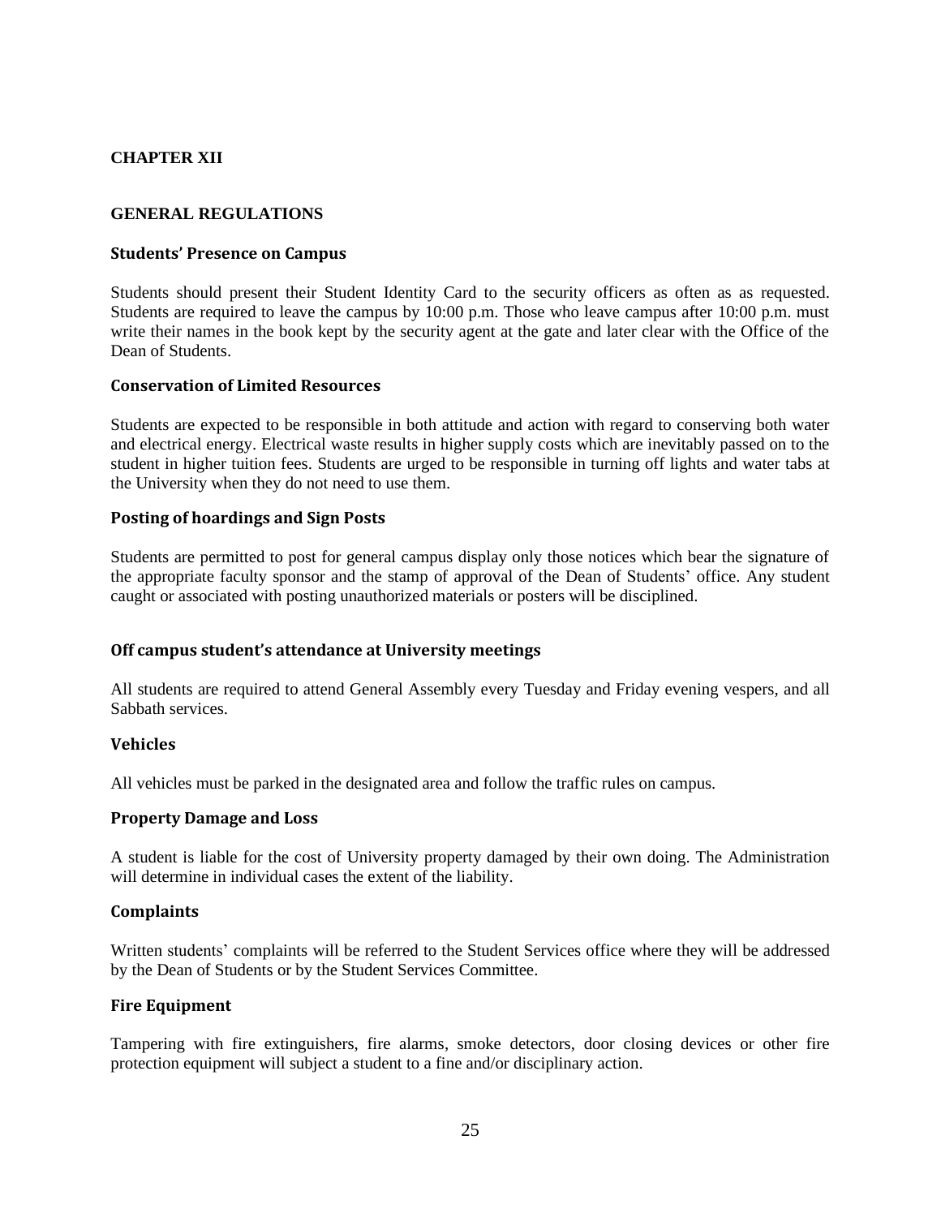# CHAPTER XII

## GENERAL REGULATIONS

### Students' Presence on Campus

Students should present their Student Identity Card to the security officers as often as as requested. Students are required to leave the campus by 10:00 p.m. Those who leave campus after 10:00 p.m. must write their names in the book kept by the security agent at the gate and later clear with the Office of the Dean of Students.

### Conservation of Limited Resources

Students are expected to be responsible in both attitude and action with regard to conserving both water and electrical energy. Electrical waste results in higher supply costs which are inevitably passed on to the student in higher tuition fees. Students are urged to be responsible in turning off lights and water tabs at the University when they do not need to use them.

### Posting of hoardings and Sign Posts

Students are permitted to post for general campus display only those notices which bear the signature of the appropriate faculty sponsor and the stamp of approval of the Dean of Students' office. Any student caught or associated with posting unauthorized materials or posters will be disciplined.

### Off campus student's attendance at University meetings

All students are required to attend General Assembly every Tuesday and Friday evening vespers, and all Sabbath services.

### Vehicles

All vehicles must be parked in the designated area and follow the traffic rules on campus.

### Property Damage and Loss

A student is liable for the cost of University property damaged by their own doing. The Administration will determine in individual cases the extent of the liability.

### Complaints

Written students' complaints will be referred to the Student Services office where they will be addressed by the Dean of Students or by the Student Services Committee.

### Fire Equipment

Tampering with fire extinguishers, fire alarms, smoke detectors, door closing devices or other fire protection equipment will subject a student to a fine and/or disciplinary action.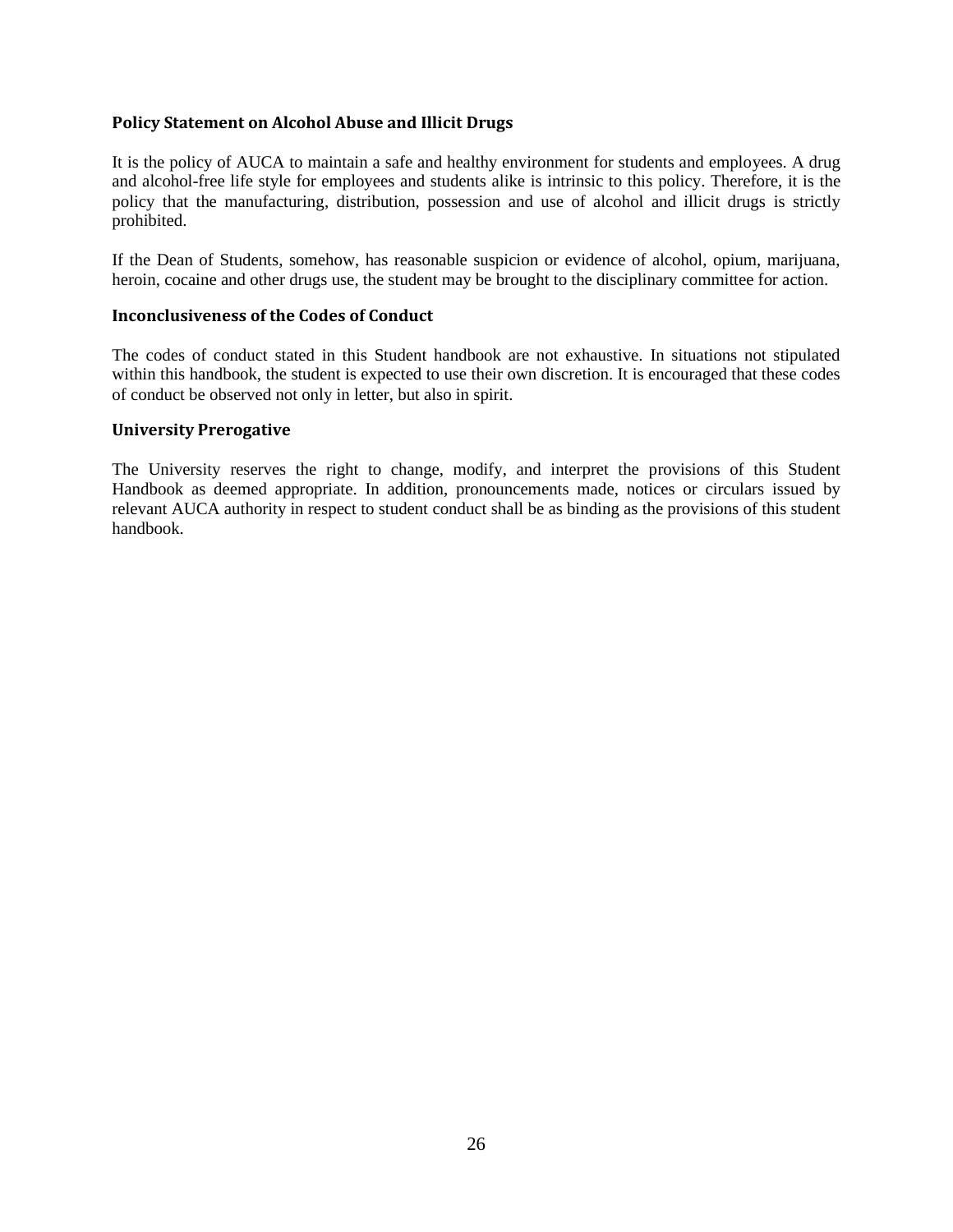### Policy Statement on Alcohol Abuse and Illicit Drugs

It is the policy of AUCA to maintain a safe and healthy environment for students and employees. A drug and alcohol-free life style for employees and students alike is intrinsic to this policy. Therefore, it is the policy that the manufacturing, distribution, possession and use of alcohol and illicit drugs is strictly prohibited.

If the Dean of Students, somehow, has reasonable suspicion or evidence of alcohol, opium, marijuana, heroin, cocaine and other drugs use, the student may be brought to the disciplinary committee for action.

### Inconclusiveness of the Codes of Conduct

The codes of conduct stated in this Student handbook are not exhaustive. In situations not stipulated within this handbook, the student is expected to use their own discretion. It is encouraged that these codes of conduct be observed not only in letter, but also in spirit.

### University Prerogative

The University reserves the right to change, modify, and interpret the provisions of this Student Handbook as deemed appropriate. In addition, pronouncements made, notices or circulars issued by relevant AUCA authority in respect to student conduct shall be as binding as the provisions of this student handbook.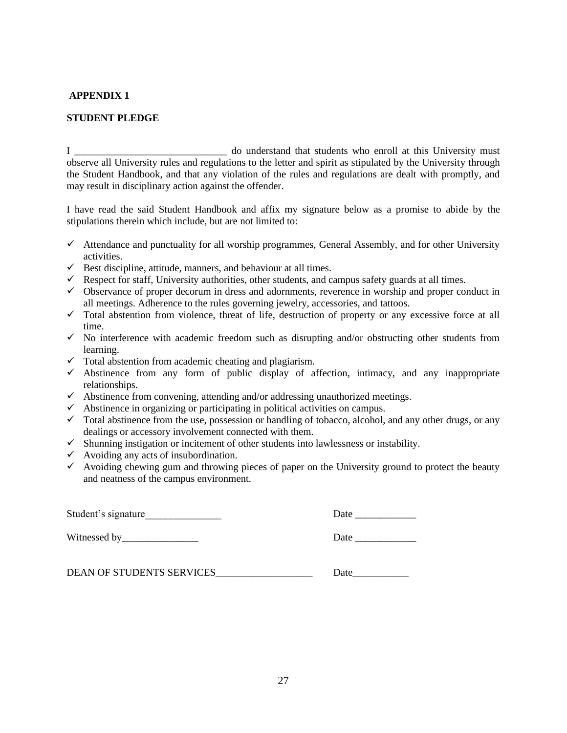**APPENDIX 1**

**STUDENT PLEDGE**

I ______________________________ do understand that students who enroll at this University must observe all University rules and regulations to the letter and spirit as stipulated by the University through the Student Handbook, and that any violation of the rules and regulations are dealt with promptly, and may result in disciplinary action against the offender.

I have read the said Student Handbook and affix my signature below as a promise to abide by the stipulations therein which include, but are not limited to:

- ✓ Attendance and punctuality for all worship programmes, General Assembly, and for other University activities.
- ✓ Best discipline, attitude, manners, and behaviour at all times.
- ✓ Respect for staff, University authorities, other students, and campus safety guards at all times.
- ✓ Observance of proper decorum in dress and adornments, reverence in worship and proper conduct in all meetings. Adherence to the rules governing jewelry, accessories, and tattoos.
- ✓ Total abstention from violence, threat of life, destruction of property or any excessive force at all time.
- ✓ No interference with academic freedom such as disrupting and/or obstructing other students from learning.
- ✓ Total abstention from academic cheating and plagiarism.
- ✓ Abstinence from any form of public display of affection, intimacy, and any inappropriate relationships.
- ✓ Abstinence from convening, attending and/or addressing unauthorized meetings.
- ✓ Abstinence in organizing or participating in political activities on campus.
- ✓ Total abstinence from the use, possession or handling of tobacco, alcohol, and any other drugs, or any dealings or accessory involvement connected with them.
- ✓ Shunning instigation or incitement of other students into lawlessness or instability.
- ✓ Avoiding any acts of insubordination.
- ✓ Avoiding chewing gum and throwing pieces of paper on the University ground to protect the beauty and neatness of the campus environment.

Student's signature_______________ Date ____________

Witnessed by_______________ Date ____________

DEAN OF STUDENTS SERVICES___________________ Date___________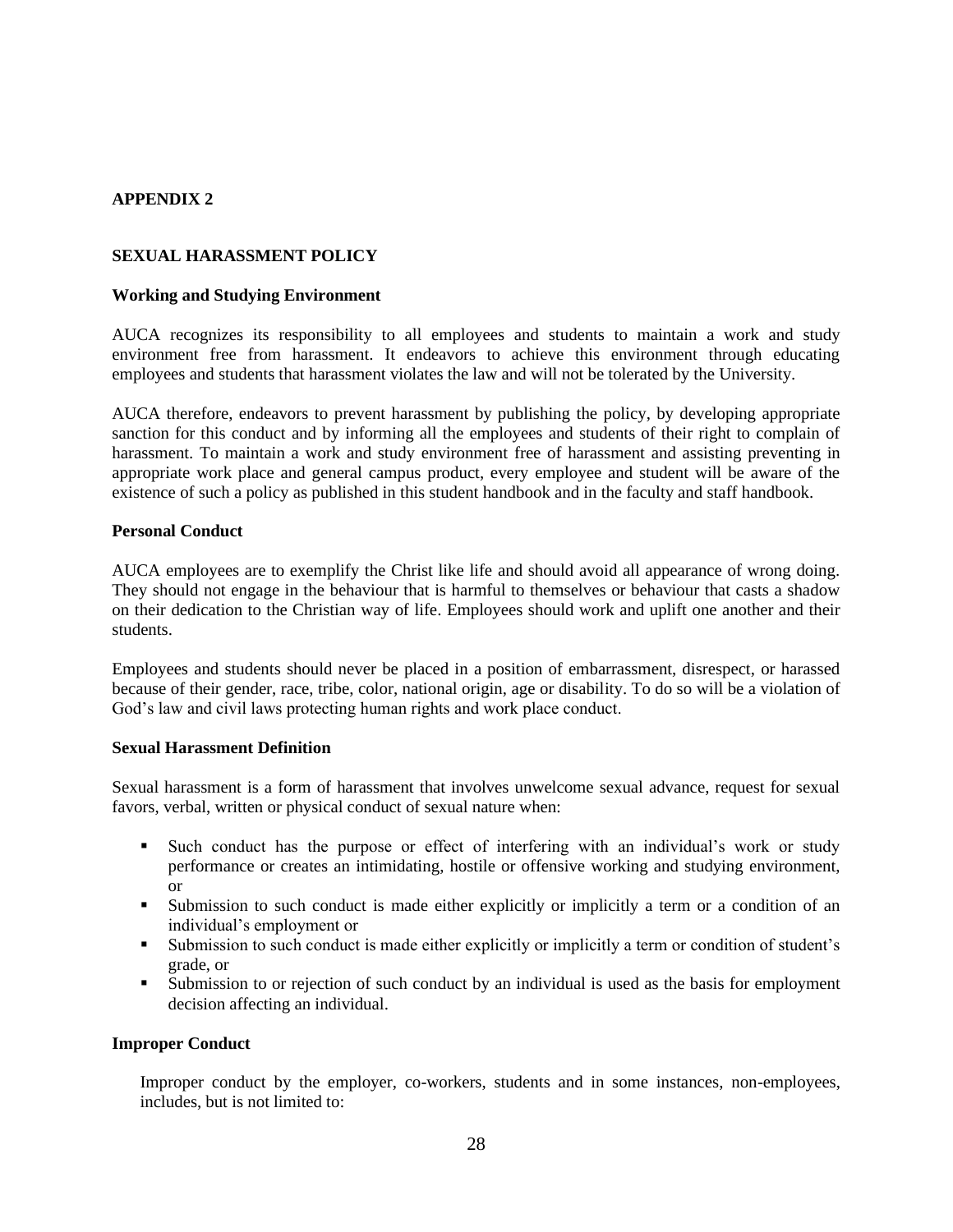## APPENDIX 2

## SEXUAL HARASSMENT POLICY

### Working and Studying Environment

AUCA recognizes its responsibility to all employees and students to maintain a work and study environment free from harassment. It endeavors to achieve this environment through educating employees and students that harassment violates the law and will not be tolerated by the University.

AUCA therefore, endeavors to prevent harassment by publishing the policy, by developing appropriate sanction for this conduct and by informing all the employees and students of their right to complain of harassment. To maintain a work and study environment free of harassment and assisting preventing in appropriate work place and general campus product, every employee and student will be aware of the existence of such a policy as published in this student handbook and in the faculty and staff handbook.

### Personal Conduct

AUCA employees are to exemplify the Christ like life and should avoid all appearance of wrong doing. They should not engage in the behaviour that is harmful to themselves or behaviour that casts a shadow on their dedication to the Christian way of life. Employees should work and uplift one another and their students.

Employees and students should never be placed in a position of embarrassment, disrespect, or harassed because of their gender, race, tribe, color, national origin, age or disability. To do so will be a violation of God's law and civil laws protecting human rights and work place conduct.

### Sexual Harassment Definition

Sexual harassment is a form of harassment that involves unwelcome sexual advance, request for sexual favors, verbal, written or physical conduct of sexual nature when:

- Such conduct has the purpose or effect of interfering with an individual's work or study performance or creates an intimidating, hostile or offensive working and studying environment, or
- Submission to such conduct is made either explicitly or implicitly a term or a condition of an individual's employment or
- Submission to such conduct is made either explicitly or implicitly a term or condition of student's grade, or
- Submission to or rejection of such conduct by an individual is used as the basis for employment decision affecting an individual.

### Improper Conduct

Improper conduct by the employer, co-workers, students and in some instances, non-employees, includes, but is not limited to: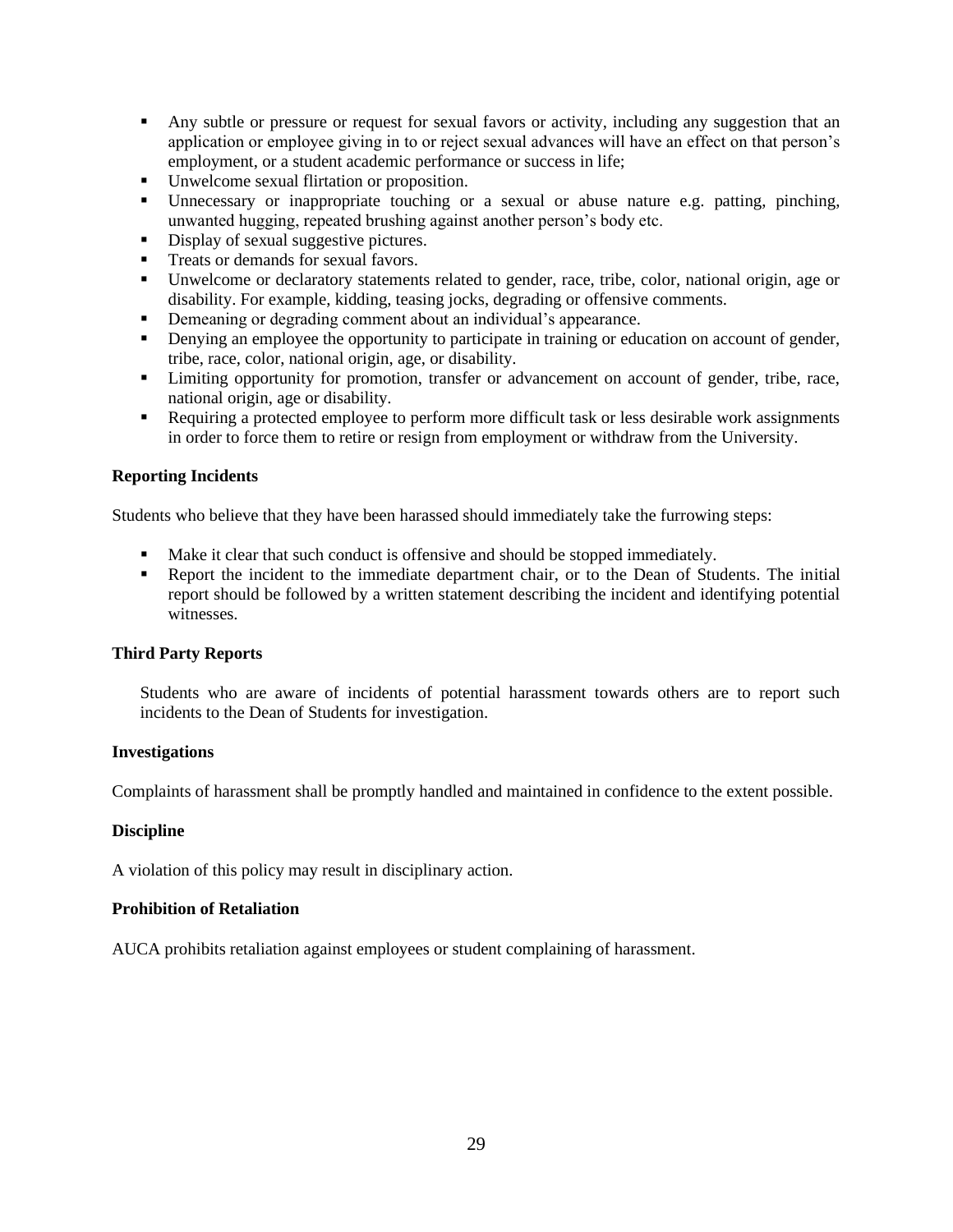- Any subtle or pressure or request for sexual favors or activity, including any suggestion that an application or employee giving in to or reject sexual advances will have an effect on that person's employment, or a student academic performance or success in life;
- Unwelcome sexual flirtation or proposition.
- Unnecessary or inappropriate touching or a sexual or abuse nature e.g. patting, pinching, unwanted hugging, repeated brushing against another person's body etc.
- Display of sexual suggestive pictures.
- Treats or demands for sexual favors.
- Unwelcome or declaratory statements related to gender, race, tribe, color, national origin, age or disability. For example, kidding, teasing jocks, degrading or offensive comments.
- Demeaning or degrading comment about an individual's appearance.
- Denying an employee the opportunity to participate in training or education on account of gender, tribe, race, color, national origin, age, or disability.
- Limiting opportunity for promotion, transfer or advancement on account of gender, tribe, race, national origin, age or disability.
- Requiring a protected employee to perform more difficult task or less desirable work assignments in order to force them to retire or resign from employment or withdraw from the University.

**Reporting Incidents**

Students who believe that they have been harassed should immediately take the furrowing steps:

- Make it clear that such conduct is offensive and should be stopped immediately.
- Report the incident to the immediate department chair, or to the Dean of Students. The initial report should be followed by a written statement describing the incident and identifying potential witnesses.

**Third Party Reports**

Students who are aware of incidents of potential harassment towards others are to report such incidents to the Dean of Students for investigation.

**Investigations**

Complaints of harassment shall be promptly handled and maintained in confidence to the extent possible.

**Discipline**

A violation of this policy may result in disciplinary action.

**Prohibition of Retaliation**

AUCA prohibits retaliation against employees or student complaining of harassment.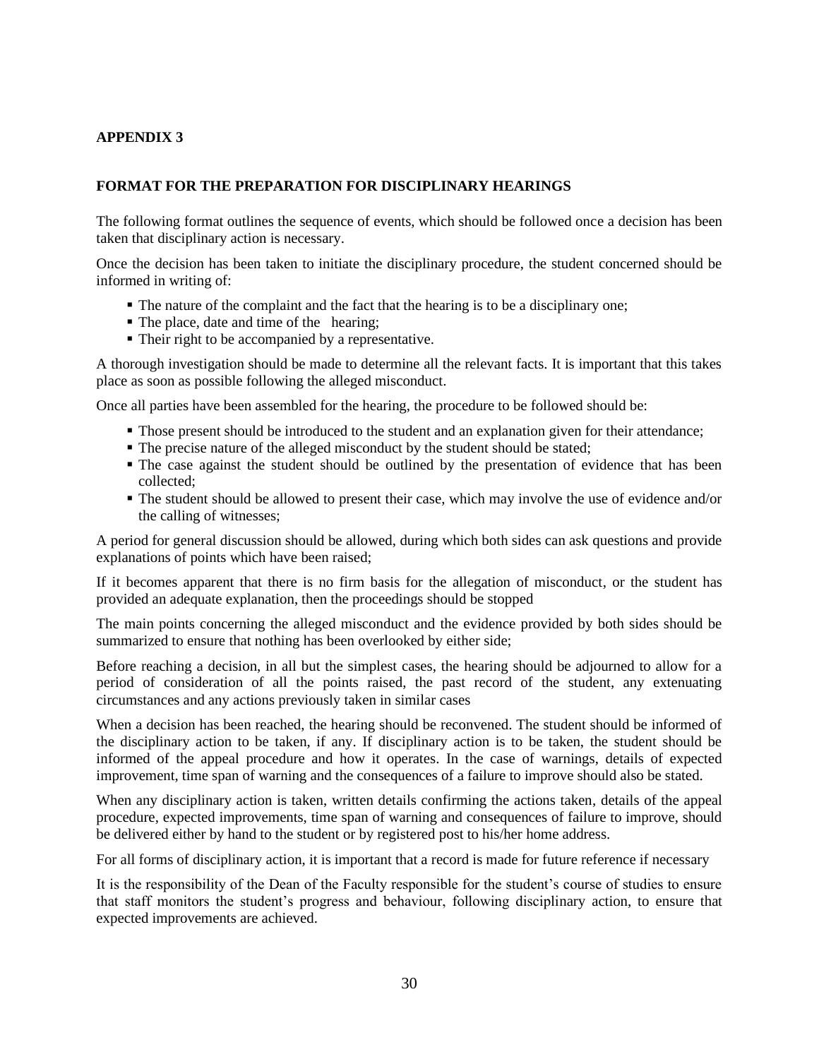## APPENDIX 3

### FORMAT FOR THE PREPARATION FOR DISCIPLINARY HEARINGS

The following format outlines the sequence of events, which should be followed once a decision has been taken that disciplinary action is necessary.

Once the decision has been taken to initiate the disciplinary procedure, the student concerned should be informed in writing of:

- The nature of the complaint and the fact that the hearing is to be a disciplinary one;
- The place, date and time of the hearing;
- Their right to be accompanied by a representative.

A thorough investigation should be made to determine all the relevant facts. It is important that this takes place as soon as possible following the alleged misconduct.

Once all parties have been assembled for the hearing, the procedure to be followed should be:

- Those present should be introduced to the student and an explanation given for their attendance;
- The precise nature of the alleged misconduct by the student should be stated;
- The case against the student should be outlined by the presentation of evidence that has been collected;
- The student should be allowed to present their case, which may involve the use of evidence and/or the calling of witnesses;

A period for general discussion should be allowed, during which both sides can ask questions and provide explanations of points which have been raised;

If it becomes apparent that there is no firm basis for the allegation of misconduct, or the student has provided an adequate explanation, then the proceedings should be stopped

The main points concerning the alleged misconduct and the evidence provided by both sides should be summarized to ensure that nothing has been overlooked by either side;

Before reaching a decision, in all but the simplest cases, the hearing should be adjourned to allow for a period of consideration of all the points raised, the past record of the student, any extenuating circumstances and any actions previously taken in similar cases

When a decision has been reached, the hearing should be reconvened. The student should be informed of the disciplinary action to be taken, if any. If disciplinary action is to be taken, the student should be informed of the appeal procedure and how it operates. In the case of warnings, details of expected improvement, time span of warning and the consequences of a failure to improve should also be stated.

When any disciplinary action is taken, written details confirming the actions taken, details of the appeal procedure, expected improvements, time span of warning and consequences of failure to improve, should be delivered either by hand to the student or by registered post to his/her home address.

For all forms of disciplinary action, it is important that a record is made for future reference if necessary

It is the responsibility of the Dean of the Faculty responsible for the student's course of studies to ensure that staff monitors the student's progress and behaviour, following disciplinary action, to ensure that expected improvements are achieved.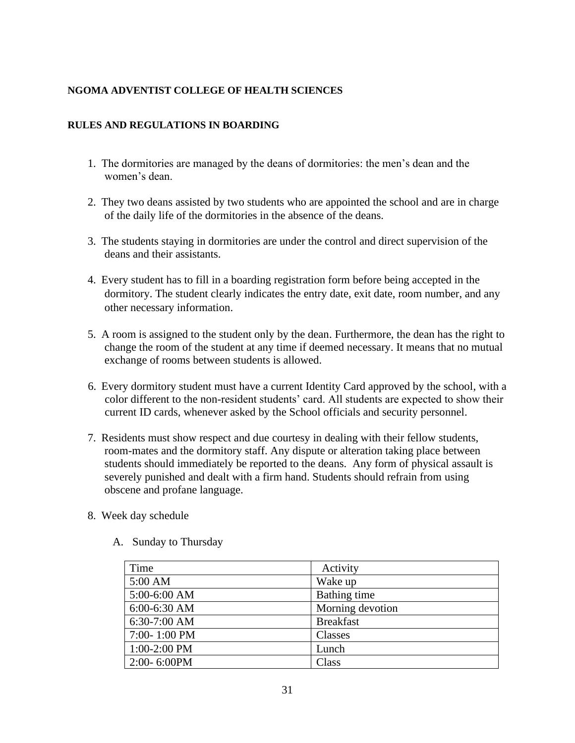**NGOMA ADVENTIST COLLEGE OF HEALTH SCIENCES**

**RULES AND REGULATIONS IN BOARDING**

1. The dormitories are managed by the deans of dormitories: the men's dean and the women's dean.

2. They two deans assisted by two students who are appointed the school and are in charge of the daily life of the dormitories in the absence of the deans.

3. The students staying in dormitories are under the control and direct supervision of the deans and their assistants.

4. Every student has to fill in a boarding registration form before being accepted in the dormitory. The student clearly indicates the entry date, exit date, room number, and any other necessary information.

5. A room is assigned to the student only by the dean. Furthermore, the dean has the right to change the room of the student at any time if deemed necessary. It means that no mutual exchange of rooms between students is allowed.

6. Every dormitory student must have a current Identity Card approved by the school, with a color different to the non-resident students' card. All students are expected to show their current ID cards, whenever asked by the School officials and security personnel.

7. Residents must show respect and due courtesy in dealing with their fellow students, room-mates and the dormitory staff. Any dispute or alteration taking place between students should immediately be reported to the deans. Any form of physical assault is severely punished and dealt with a firm hand. Students should refrain from using obscene and profane language.

8. Week day schedule

   A. Sunday to Thursday

| Time | Activity |
|---|---|
| 5:00 AM | Wake up |
| 5:00-6:00 AM | Bathing time |
| 6:00-6:30 AM | Morning devotion |
| 6:30-7:00 AM | Breakfast |
| 7:00- 1:00 PM | Classes |
| 1:00-2:00 PM | Lunch |
| 2:00- 6:00PM | Class |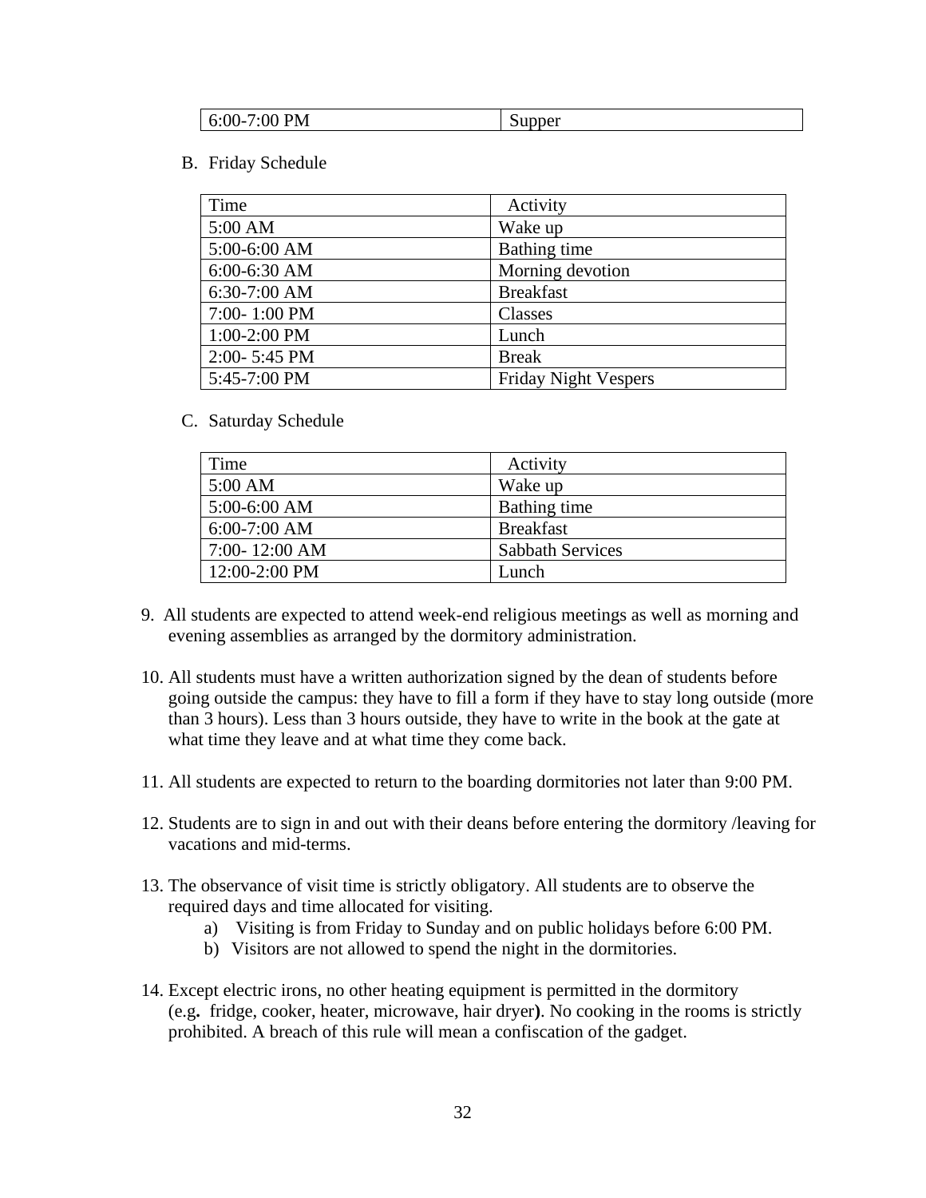| 6:00-7:00 PM | Supper |
|---|---|

B. Friday Schedule

| Time | Activity |
|---|---|
| 5:00 AM | Wake up |
| 5:00-6:00 AM | Bathing time |
| 6:00-6:30 AM | Morning devotion |
| 6:30-7:00 AM | Breakfast |
| 7:00- 1:00 PM | Classes |
| 1:00-2:00 PM | Lunch |
| 2:00- 5:45 PM | Break |
| 5:45-7:00 PM | Friday Night Vespers |

C. Saturday Schedule

| Time | Activity |
|---|---|
| 5:00 AM | Wake up |
| 5:00-6:00 AM | Bathing time |
| 6:00-7:00 AM | Breakfast |
| 7:00- 12:00 AM | Sabbath Services |
| 12:00-2:00 PM | Lunch |

9. All students are expected to attend week-end religious meetings as well as morning and evening assemblies as arranged by the dormitory administration.

10. All students must have a written authorization signed by the dean of students before going outside the campus: they have to fill a form if they have to stay long outside (more than 3 hours). Less than 3 hours outside, they have to write in the book at the gate at what time they leave and at what time they come back.

11. All students are expected to return to the boarding dormitories not later than 9:00 PM.

12. Students are to sign in and out with their deans before entering the dormitory /leaving for vacations and mid-terms.

13. The observance of visit time is strictly obligatory. All students are to observe the required days and time allocated for visiting.
    a) Visiting is from Friday to Sunday and on public holidays before 6:00 PM.
    b) Visitors are not allowed to spend the night in the dormitories.

14. Except electric irons, no other heating equipment is permitted in the dormitory (e.g. fridge, cooker, heater, microwave, hair dryer). No cooking in the rooms is strictly prohibited. A breach of this rule will mean a confiscation of the gadget.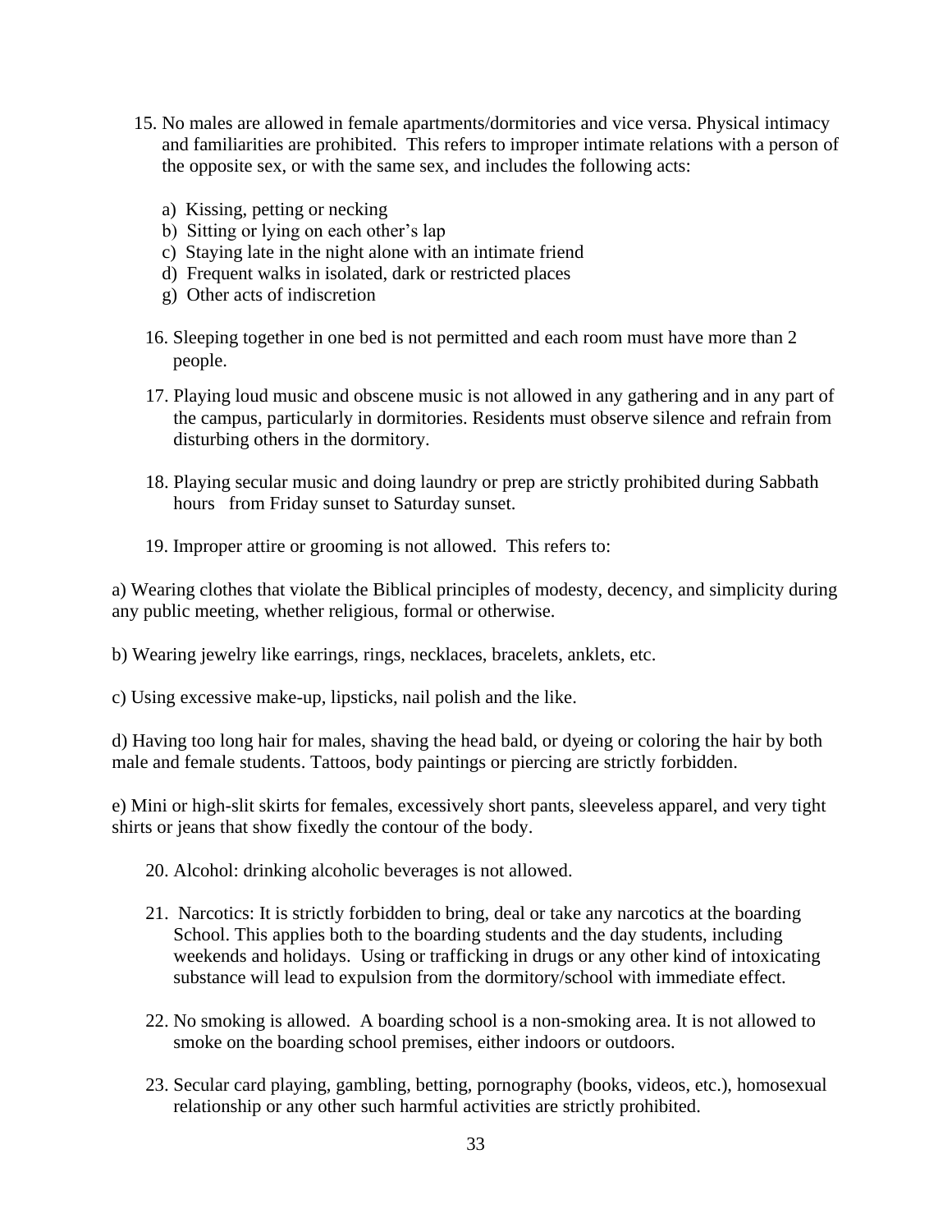15. No males are allowed in female apartments/dormitories and vice versa. Physical intimacy and familiarities are prohibited. This refers to improper intimate relations with a person of the opposite sex, or with the same sex, and includes the following acts:

    a) Kissing, petting or necking
    b) Sitting or lying on each other's lap
    c) Staying late in the night alone with an intimate friend
    d) Frequent walks in isolated, dark or restricted places
    g) Other acts of indiscretion

16. Sleeping together in one bed is not permitted and each room must have more than 2 people.

17. Playing loud music and obscene music is not allowed in any gathering and in any part of the campus, particularly in dormitories. Residents must observe silence and refrain from disturbing others in the dormitory.

18. Playing secular music and doing laundry or prep are strictly prohibited during Sabbath hours from Friday sunset to Saturday sunset.

19. Improper attire or grooming is not allowed. This refers to:

a) Wearing clothes that violate the Biblical principles of modesty, decency, and simplicity during any public meeting, whether religious, formal or otherwise.

b) Wearing jewelry like earrings, rings, necklaces, bracelets, anklets, etc.

c) Using excessive make-up, lipsticks, nail polish and the like.

d) Having too long hair for males, shaving the head bald, or dyeing or coloring the hair by both male and female students. Tattoos, body paintings or piercing are strictly forbidden.

e) Mini or high-slit skirts for females, excessively short pants, sleeveless apparel, and very tight shirts or jeans that show fixedly the contour of the body.

20. Alcohol: drinking alcoholic beverages is not allowed.

21. Narcotics: It is strictly forbidden to bring, deal or take any narcotics at the boarding School. This applies both to the boarding students and the day students, including weekends and holidays. Using or trafficking in drugs or any other kind of intoxicating substance will lead to expulsion from the dormitory/school with immediate effect.

22. No smoking is allowed. A boarding school is a non-smoking area. It is not allowed to smoke on the boarding school premises, either indoors or outdoors.

23. Secular card playing, gambling, betting, pornography (books, videos, etc.), homosexual relationship or any other such harmful activities are strictly prohibited.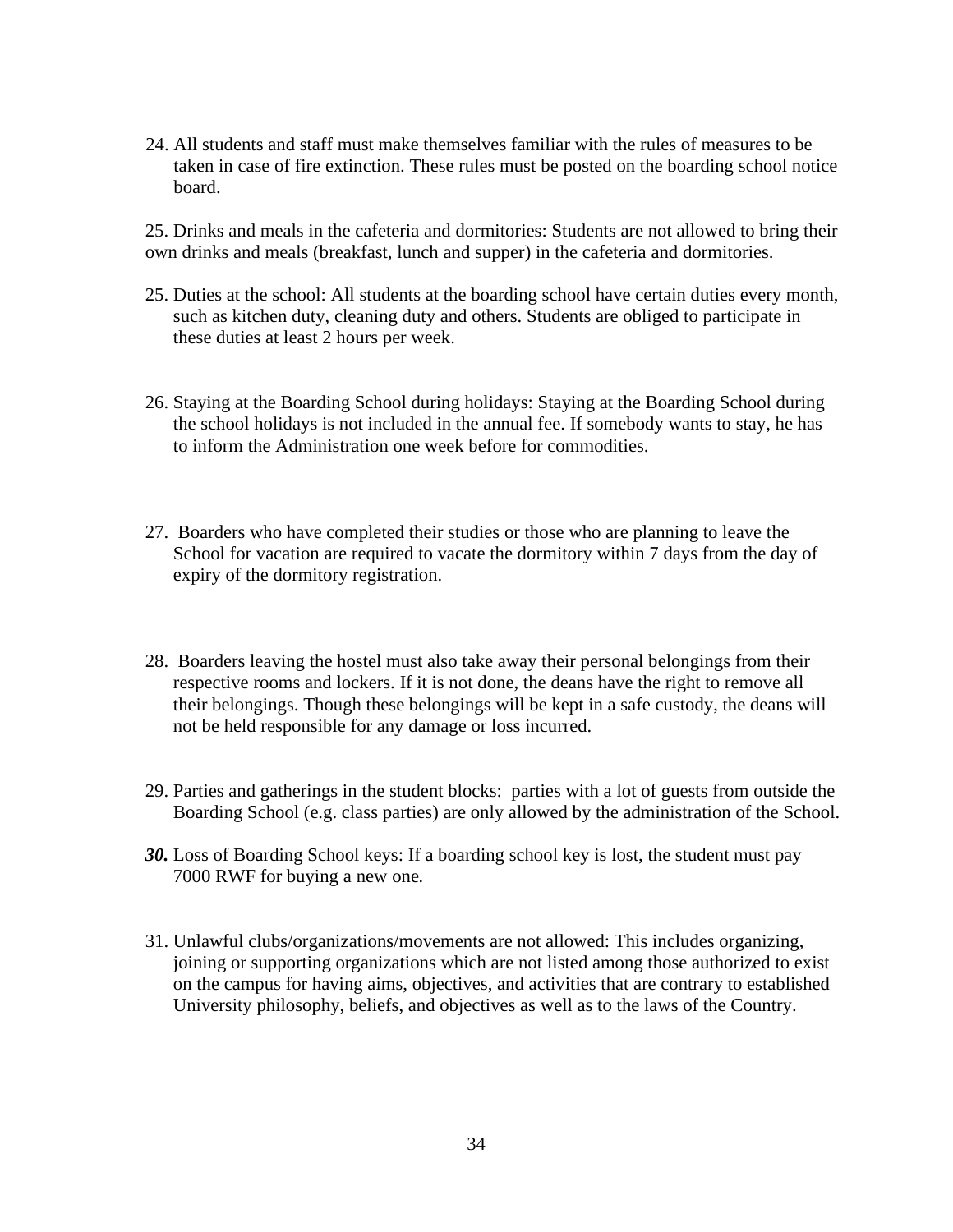24. All students and staff must make themselves familiar with the rules of measures to be taken in case of fire extinction. These rules must be posted on the boarding school notice board.

25. Drinks and meals in the cafeteria and dormitories: Students are not allowed to bring their own drinks and meals (breakfast, lunch and supper) in the cafeteria and dormitories.

25. Duties at the school: All students at the boarding school have certain duties every month, such as kitchen duty, cleaning duty and others. Students are obliged to participate in these duties at least 2 hours per week.

26. Staying at the Boarding School during holidays: Staying at the Boarding School during the school holidays is not included in the annual fee. If somebody wants to stay, he has to inform the Administration one week before for commodities.

27. Boarders who have completed their studies or those who are planning to leave the School for vacation are required to vacate the dormitory within 7 days from the day of expiry of the dormitory registration.

28. Boarders leaving the hostel must also take away their personal belongings from their respective rooms and lockers. If it is not done, the deans have the right to remove all their belongings. Though these belongings will be kept in a safe custody, the deans will not be held responsible for any damage or loss incurred.

29. Parties and gatherings in the student blocks: parties with a lot of guests from outside the Boarding School (e.g. class parties) are only allowed by the administration of the School.

***30.*** Loss of Boarding School keys: If a boarding school key is lost, the student must pay 7000 RWF for buying a new one.

31. Unlawful clubs/organizations/movements are not allowed: This includes organizing, joining or supporting organizations which are not listed among those authorized to exist on the campus for having aims, objectives, and activities that are contrary to established University philosophy, beliefs, and objectives as well as to the laws of the Country.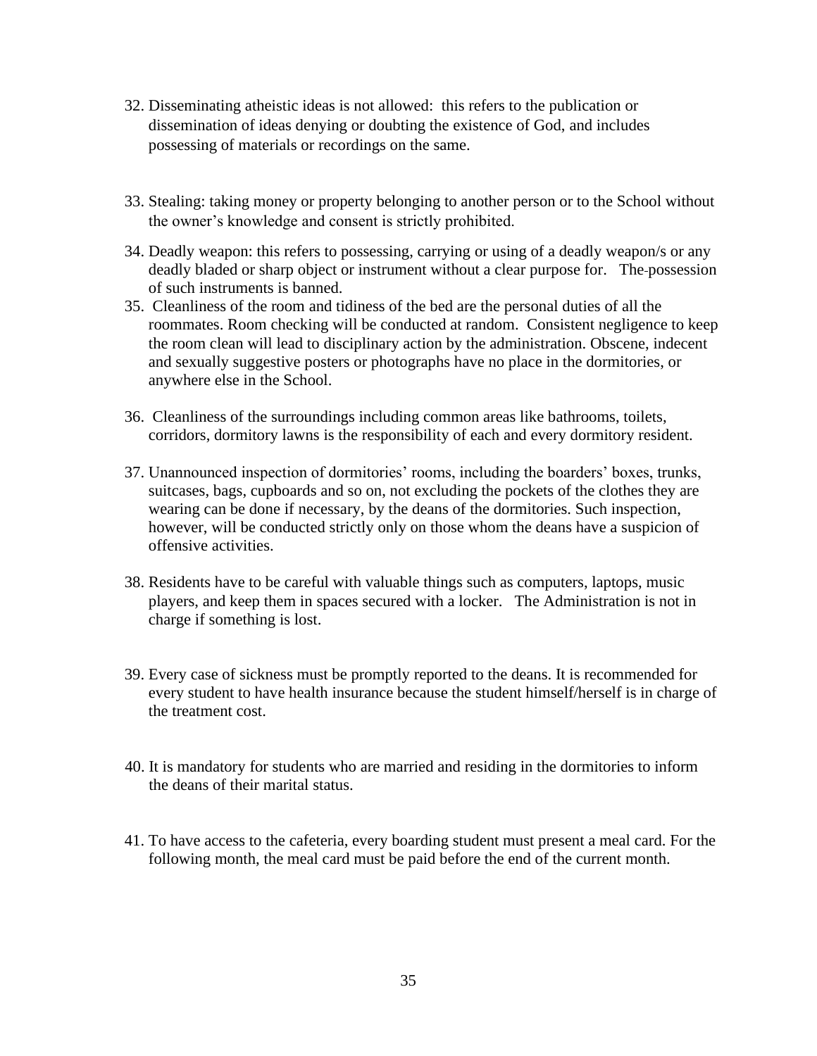32. Disseminating atheistic ideas is not allowed: this refers to the publication or dissemination of ideas denying or doubting the existence of God, and includes possessing of materials or recordings on the same.

33. Stealing: taking money or property belonging to another person or to the School without the owner's knowledge and consent is strictly prohibited.

34. Deadly weapon: this refers to possessing, carrying or using of a deadly weapon/s or any deadly bladed or sharp object or instrument without a clear purpose for. The possession of such instruments is banned.

35. Cleanliness of the room and tidiness of the bed are the personal duties of all the roommates. Room checking will be conducted at random. Consistent negligence to keep the room clean will lead to disciplinary action by the administration. Obscene, indecent and sexually suggestive posters or photographs have no place in the dormitories, or anywhere else in the School.

36. Cleanliness of the surroundings including common areas like bathrooms, toilets, corridors, dormitory lawns is the responsibility of each and every dormitory resident.

37. Unannounced inspection of dormitories' rooms, including the boarders' boxes, trunks, suitcases, bags, cupboards and so on, not excluding the pockets of the clothes they are wearing can be done if necessary, by the deans of the dormitories. Such inspection, however, will be conducted strictly only on those whom the deans have a suspicion of offensive activities.

38. Residents have to be careful with valuable things such as computers, laptops, music players, and keep them in spaces secured with a locker. The Administration is not in charge if something is lost.

39. Every case of sickness must be promptly reported to the deans. It is recommended for every student to have health insurance because the student himself/herself is in charge of the treatment cost.

40. It is mandatory for students who are married and residing in the dormitories to inform the deans of their marital status.

41. To have access to the cafeteria, every boarding student must present a meal card. For the following month, the meal card must be paid before the end of the current month.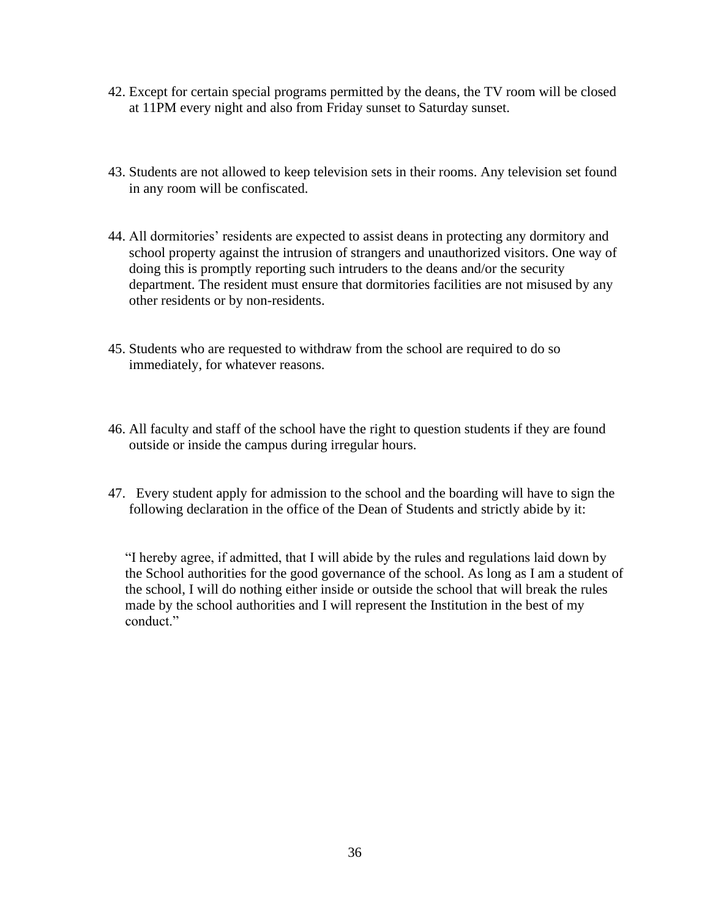42. Except for certain special programs permitted by the deans, the TV room will be closed at 11PM every night and also from Friday sunset to Saturday sunset.

43. Students are not allowed to keep television sets in their rooms. Any television set found in any room will be confiscated.

44. All dormitories' residents are expected to assist deans in protecting any dormitory and school property against the intrusion of strangers and unauthorized visitors. One way of doing this is promptly reporting such intruders to the deans and/or the security department. The resident must ensure that dormitories facilities are not misused by any other residents or by non-residents.

45. Students who are requested to withdraw from the school are required to do so immediately, for whatever reasons.

46. All faculty and staff of the school have the right to question students if they are found outside or inside the campus during irregular hours.

47. Every student apply for admission to the school and the boarding will have to sign the following declaration in the office of the Dean of Students and strictly abide by it:

"I hereby agree, if admitted, that I will abide by the rules and regulations laid down by the School authorities for the good governance of the school. As long as I am a student of the school, I will do nothing either inside or outside the school that will break the rules made by the school authorities and I will represent the Institution in the best of my conduct."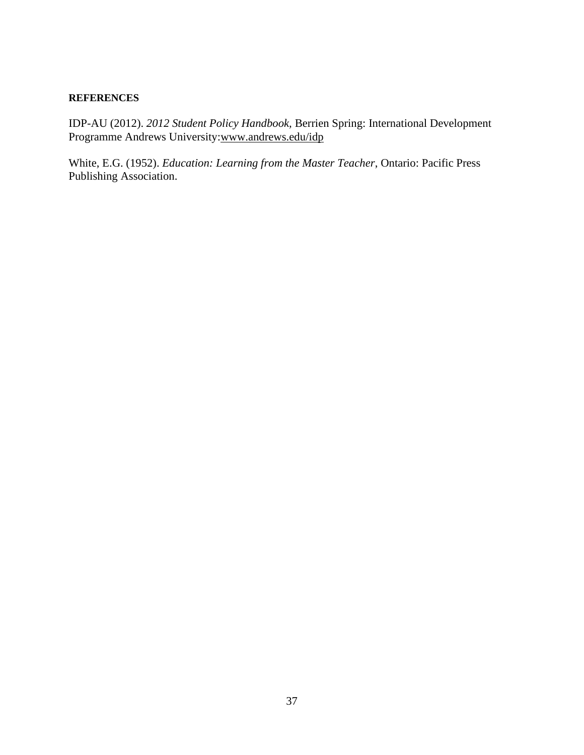**REFERENCES**

IDP-AU (2012). *2012 Student Policy Handbook*, Berrien Spring: International Development Programme Andrews University:www.andrews.edu/idp

White, E.G. (1952). *Education: Learning from the Master Teacher*, Ontario: Pacific Press Publishing Association.